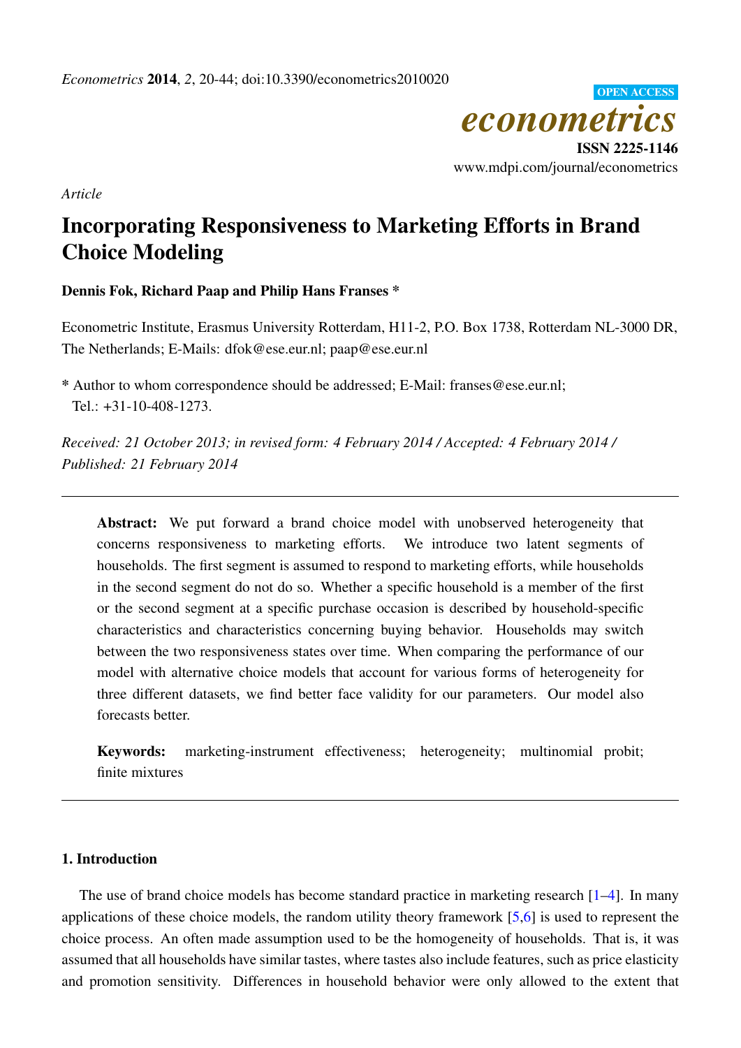*Econometrics* **2014**, *2*, 20-44; doi:10.3390/econometrics2010020

OPEN ACCESS

*econometrics*

**ISSN 2225-1146**

www.mdpi.com/journal/econometrics

*Article*

# Incorporating Responsiveness to Marketing Efforts in Brand Choice Modeling

**Dennis Fok, Richard Paap and Philip Hans Franses ***

Econometric Institute, Erasmus University Rotterdam, H11-2, P.O. Box 1738, Rotterdam NL-3000 DR, The Netherlands; E-Mails: dfok@ese.eur.nl; paap@ese.eur.nl

* Author to whom correspondence should be addressed; E-Mail: franses@ese.eur.nl; Tel.: +31-10-408-1273.

*Received: 21 October 2013; in revised form: 4 February 2014 / Accepted: 4 February 2014 / Published: 21 February 2014*

---

**Abstract:** We put forward a brand choice model with unobserved heterogeneity that concerns responsiveness to marketing efforts. We introduce two latent segments of households. The first segment is assumed to respond to marketing efforts, while households in the second segment do not do so. Whether a specific household is a member of the first or the second segment at a specific purchase occasion is described by household-specific characteristics and characteristics concerning buying behavior. Households may switch between the two responsiveness states over time. When comparing the performance of our model with alternative choice models that account for various forms of heterogeneity for three different datasets, we find better face validity for our parameters. Our model also forecasts better.

**Keywords:** marketing-instrument effectiveness; heterogeneity; multinomial probit; finite mixtures

---

## 1. Introduction

The use of brand choice models has become standard practice in marketing research [1–4]. In many applications of these choice models, the random utility theory framework [5,6] is used to represent the choice process. An often made assumption used to be the homogeneity of households. That is, it was assumed that all households have similar tastes, where tastes also include features, such as price elasticity and promotion sensitivity. Differences in household behavior were only allowed to the extent that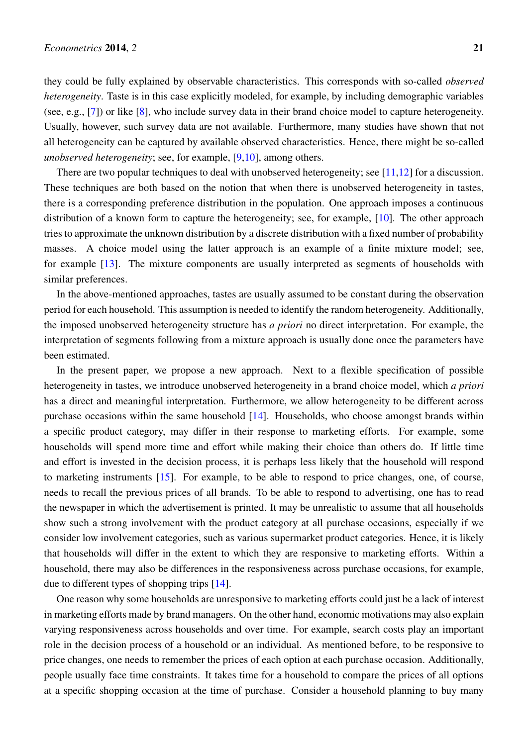they could be fully explained by observable characteristics. This corresponds with so-called *observed heterogeneity*. Taste is in this case explicitly modeled, for example, by including demographic variables (see, e.g., [7]) or like [8], who include survey data in their brand choice model to capture heterogeneity. Usually, however, such survey data are not available. Furthermore, many studies have shown that not all heterogeneity can be captured by available observed characteristics. Hence, there might be so-called *unobserved heterogeneity*; see, for example, [9,10], among others.

There are two popular techniques to deal with unobserved heterogeneity; see [11,12] for a discussion. These techniques are both based on the notion that when there is unobserved heterogeneity in tastes, there is a corresponding preference distribution in the population. One approach imposes a continuous distribution of a known form to capture the heterogeneity; see, for example, [10]. The other approach tries to approximate the unknown distribution by a discrete distribution with a fixed number of probability masses. A choice model using the latter approach is an example of a finite mixture model; see, for example [13]. The mixture components are usually interpreted as segments of households with similar preferences.

In the above-mentioned approaches, tastes are usually assumed to be constant during the observation period for each household. This assumption is needed to identify the random heterogeneity. Additionally, the imposed unobserved heterogeneity structure has *a priori* no direct interpretation. For example, the interpretation of segments following from a mixture approach is usually done once the parameters have been estimated.

In the present paper, we propose a new approach. Next to a flexible specification of possible heterogeneity in tastes, we introduce unobserved heterogeneity in a brand choice model, which *a priori* has a direct and meaningful interpretation. Furthermore, we allow heterogeneity to be different across purchase occasions within the same household [14]. Households, who choose amongst brands within a specific product category, may differ in their response to marketing efforts. For example, some households will spend more time and effort while making their choice than others do. If little time and effort is invested in the decision process, it is perhaps less likely that the household will respond to marketing instruments [15]. For example, to be able to respond to price changes, one, of course, needs to recall the previous prices of all brands. To be able to respond to advertising, one has to read the newspaper in which the advertisement is printed. It may be unrealistic to assume that all households show such a strong involvement with the product category at all purchase occasions, especially if we consider low involvement categories, such as various supermarket product categories. Hence, it is likely that households will differ in the extent to which they are responsive to marketing efforts. Within a household, there may also be differences in the responsiveness across purchase occasions, for example, due to different types of shopping trips [14].

One reason why some households are unresponsive to marketing efforts could just be a lack of interest in marketing efforts made by brand managers. On the other hand, economic motivations may also explain varying responsiveness across households and over time. For example, search costs play an important role in the decision process of a household or an individual. As mentioned before, to be responsive to price changes, one needs to remember the prices of each option at each purchase occasion. Additionally, people usually face time constraints. It takes time for a household to compare the prices of all options at a specific shopping occasion at the time of purchase. Consider a household planning to buy many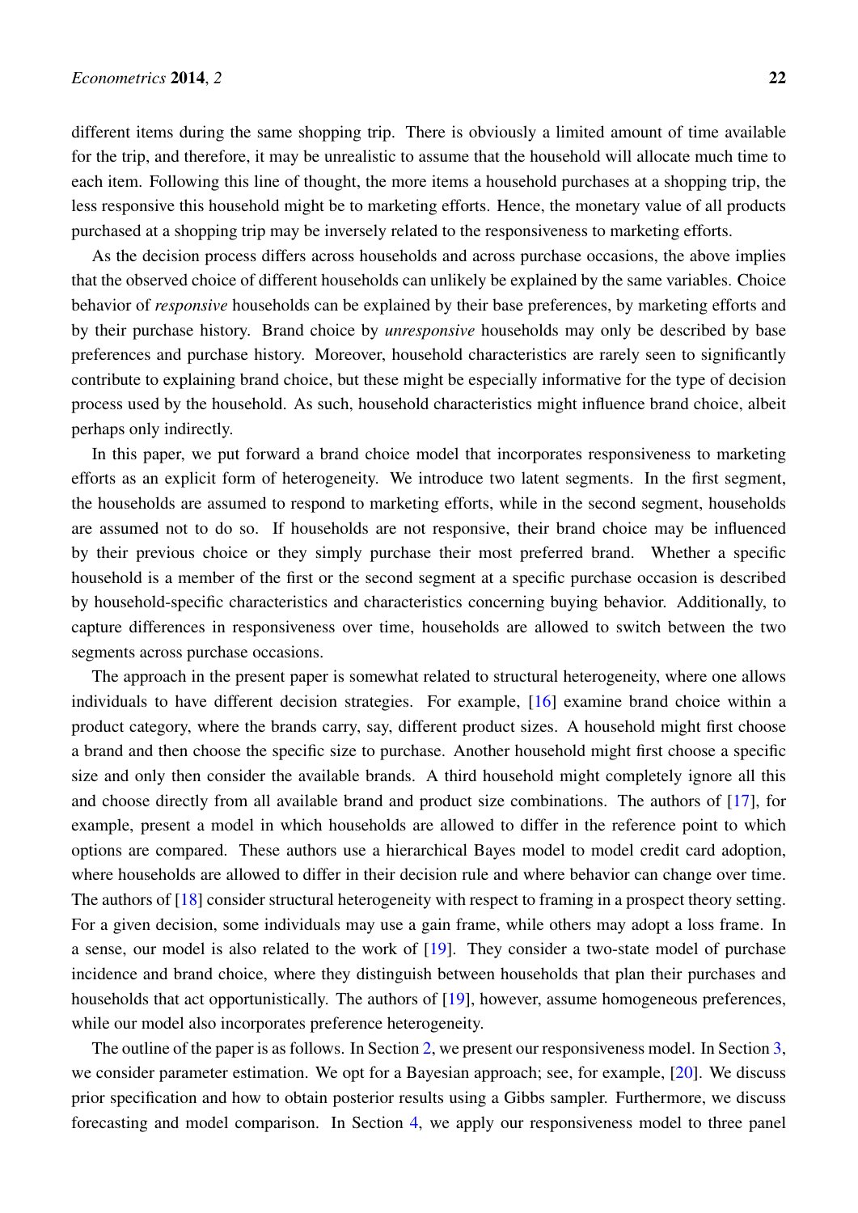different items during the same shopping trip. There is obviously a limited amount of time available for the trip, and therefore, it may be unrealistic to assume that the household will allocate much time to each item. Following this line of thought, the more items a household purchases at a shopping trip, the less responsive this household might be to marketing efforts. Hence, the monetary value of all products purchased at a shopping trip may be inversely related to the responsiveness to marketing efforts.

As the decision process differs across households and across purchase occasions, the above implies that the observed choice of different households can unlikely be explained by the same variables. Choice behavior of *responsive* households can be explained by their base preferences, by marketing efforts and by their purchase history. Brand choice by *unresponsive* households may only be described by base preferences and purchase history. Moreover, household characteristics are rarely seen to significantly contribute to explaining brand choice, but these might be especially informative for the type of decision process used by the household. As such, household characteristics might influence brand choice, albeit perhaps only indirectly.

In this paper, we put forward a brand choice model that incorporates responsiveness to marketing efforts as an explicit form of heterogeneity. We introduce two latent segments. In the first segment, the households are assumed to respond to marketing efforts, while in the second segment, households are assumed not to do so. If households are not responsive, their brand choice may be influenced by their previous choice or they simply purchase their most preferred brand. Whether a specific household is a member of the first or the second segment at a specific purchase occasion is described by household-specific characteristics and characteristics concerning buying behavior. Additionally, to capture differences in responsiveness over time, households are allowed to switch between the two segments across purchase occasions.

The approach in the present paper is somewhat related to structural heterogeneity, where one allows individuals to have different decision strategies. For example, [16] examine brand choice within a product category, where the brands carry, say, different product sizes. A household might first choose a brand and then choose the specific size to purchase. Another household might first choose a specific size and only then consider the available brands. A third household might completely ignore all this and choose directly from all available brand and product size combinations. The authors of [17], for example, present a model in which households are allowed to differ in the reference point to which options are compared. These authors use a hierarchical Bayes model to model credit card adoption, where households are allowed to differ in their decision rule and where behavior can change over time. The authors of [18] consider structural heterogeneity with respect to framing in a prospect theory setting. For a given decision, some individuals may use a gain frame, while others may adopt a loss frame. In a sense, our model is also related to the work of [19]. They consider a two-state model of purchase incidence and brand choice, where they distinguish between households that plan their purchases and households that act opportunistically. The authors of [19], however, assume homogeneous preferences, while our model also incorporates preference heterogeneity.

The outline of the paper is as follows. In Section 2, we present our responsiveness model. In Section 3, we consider parameter estimation. We opt for a Bayesian approach; see, for example, [20]. We discuss prior specification and how to obtain posterior results using a Gibbs sampler. Furthermore, we discuss forecasting and model comparison. In Section 4, we apply our responsiveness model to three panel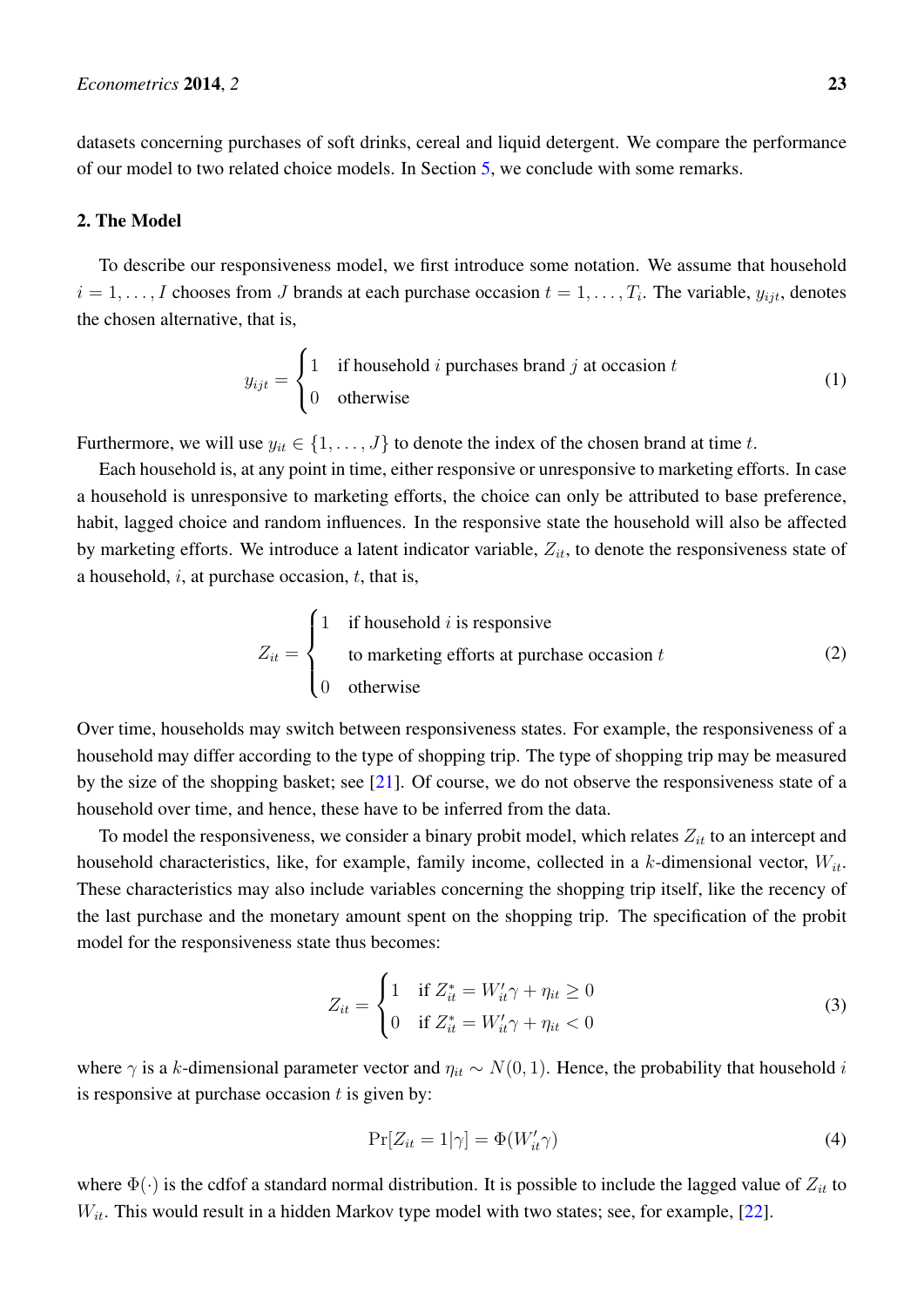datasets concerning purchases of soft drinks, cereal and liquid detergent. We compare the performance of our model to two related choice models. In Section 5, we conclude with some remarks.

## 2. The Model

To describe our responsiveness model, we first introduce some notation. We assume that household $i = 1, \dots, I$ chooses from $J$ brands at each purchase occasion $t = 1, \dots, T_i$. The variable, $y_{ijt}$, denotes the chosen alternative, that is,

$$y_{ijt} = \begin{cases} 1 & \text{if household } i \text{ purchases brand } j \text{ at occasion } t \\ 0 & \text{otherwise} \end{cases} \tag{1}$$

Furthermore, we will use $y_{it} \in \{1, \dots, J\}$ to denote the index of the chosen brand at time $t$.

Each household is, at any point in time, either responsive or unresponsive to marketing efforts. In case a household is unresponsive to marketing efforts, the choice can only be attributed to base preference, habit, lagged choice and random influences. In the responsive state the household will also be affected by marketing efforts. We introduce a latent indicator variable, $Z_{it}$, to denote the responsiveness state of a household, $i$, at purchase occasion, $t$, that is,

$$Z_{it} = \begin{cases} 1 & \text{if household } i \text{ is responsive} \\ & \text{to marketing efforts at purchase occasion } t \\ 0 & \text{otherwise} \end{cases} \tag{2}$$

Over time, households may switch between responsiveness states. For example, the responsiveness of a household may differ according to the type of shopping trip. The type of shopping trip may be measured by the size of the shopping basket; see [21]. Of course, we do not observe the responsiveness state of a household over time, and hence, these have to be inferred from the data.

To model the responsiveness, we consider a binary probit model, which relates $Z_{it}$ to an intercept and household characteristics, like, for example, family income, collected in a $k$-dimensional vector, $W_{it}$. These characteristics may also include variables concerning the shopping trip itself, like the recency of the last purchase and the monetary amount spent on the shopping trip. The specification of the probit model for the responsiveness state thus becomes:

$$Z_{it} = \begin{cases} 1 & \text{if } Z_{it}^* = W_{it}'\gamma + \eta_{it} \geq 0 \\ 0 & \text{if } Z_{it}^* = W_{it}'\gamma + \eta_{it} < 0 \end{cases} \tag{3}$$

where $\gamma$ is a $k$-dimensional parameter vector and $\eta_{it} \sim N(0, 1)$. Hence, the probability that household $i$ is responsive at purchase occasion $t$ is given by:

$$\Pr[Z_{it} = 1|\gamma] = \Phi(W_{it}'\gamma) \tag{4}$$

where $\Phi(\cdot)$ is the cdfof a standard normal distribution. It is possible to include the lagged value of $Z_{it}$ to $W_{it}$. This would result in a hidden Markov type model with two states; see, for example, [22].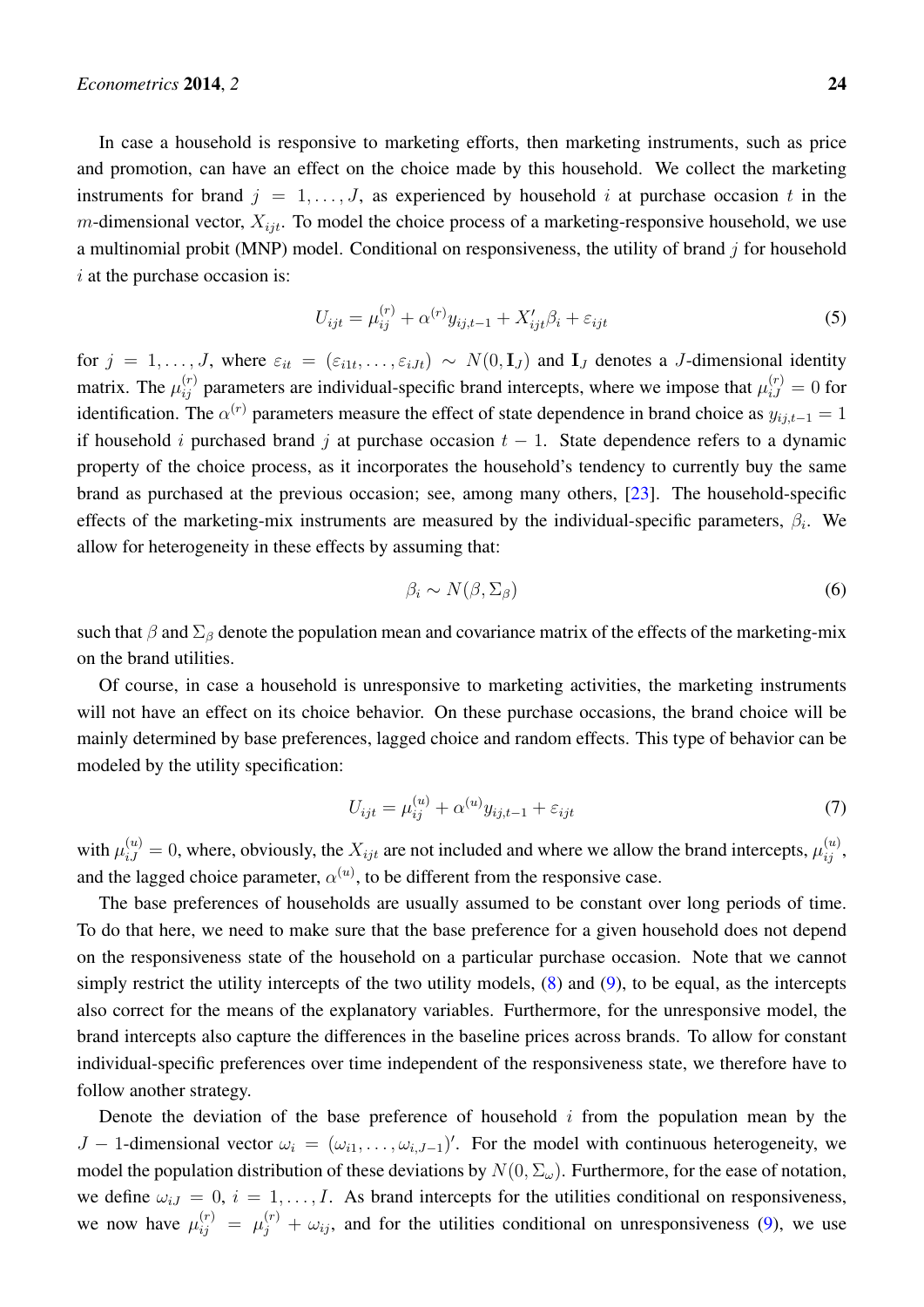In case a household is responsive to marketing efforts, then marketing instruments, such as price and promotion, can have an effect on the choice made by this household. We collect the marketing instruments for brand $j = 1, \ldots, J$, as experienced by household $i$ at purchase occasion $t$ in the $m$-dimensional vector, $X_{ijt}$. To model the choice process of a marketing-responsive household, we use a multinomial probit (MNP) model. Conditional on responsiveness, the utility of brand $j$ for household $i$ at the purchase occasion is:

$$U_{ijt} = \mu_{ij}^{(r)} + \alpha^{(r)} y_{ij,t-1} + X_{ijt}' \beta_i + \varepsilon_{ijt} \tag{5}$$

for $j = 1, \ldots, J$, where $\varepsilon_{it} = (\varepsilon_{i1t}, \ldots, \varepsilon_{iJt}) \sim N(0, \mathbf{I}_J)$ and $\mathbf{I}_J$ denotes a $J$-dimensional identity matrix. The $\mu_{ij}^{(r)}$ parameters are individual-specific brand intercepts, where we impose that $\mu_{iJ}^{(r)} = 0$ for identification. The $\alpha^{(r)}$ parameters measure the effect of state dependence in brand choice as $y_{ij,t-1} = 1$ if household $i$ purchased brand $j$ at purchase occasion $t-1$. State dependence refers to a dynamic property of the choice process, as it incorporates the household's tendency to currently buy the same brand as purchased at the previous occasion; see, among many others, [23]. The household-specific effects of the marketing-mix instruments are measured by the individual-specific parameters, $\beta_i$. We allow for heterogeneity in these effects by assuming that:

$$\beta_i \sim N(\beta, \Sigma_\beta) \tag{6}$$

such that $\beta$ and $\Sigma_\beta$ denote the population mean and covariance matrix of the effects of the marketing-mix on the brand utilities.

Of course, in case a household is unresponsive to marketing activities, the marketing instruments will not have an effect on its choice behavior. On these purchase occasions, the brand choice will be mainly determined by base preferences, lagged choice and random effects. This type of behavior can be modeled by the utility specification:

$$U_{ijt} = \mu_{ij}^{(u)} + \alpha^{(u)} y_{ij,t-1} + \varepsilon_{ijt} \tag{7}$$

with $\mu_{iJ}^{(u)} = 0$, where, obviously, the $X_{ijt}$ are not included and where we allow the brand intercepts, $\mu_{ij}^{(u)}$, and the lagged choice parameter, $\alpha^{(u)}$, to be different from the responsive case.

The base preferences of households are usually assumed to be constant over long periods of time. To do that here, we need to make sure that the base preference for a given household does not depend on the responsiveness state of the household on a particular purchase occasion. Note that we cannot simply restrict the utility intercepts of the two utility models, (8) and (9), to be equal, as the intercepts also correct for the means of the explanatory variables. Furthermore, for the unresponsive model, the brand intercepts also capture the differences in the baseline prices across brands. To allow for constant individual-specific preferences over time independent of the responsiveness state, we therefore have to follow another strategy.

Denote the deviation of the base preference of household $i$ from the population mean by the $J-1$-dimensional vector $\omega_i = (\omega_{i1}, \ldots, \omega_{i,J-1})'$. For the model with continuous heterogeneity, we model the population distribution of these deviations by $N(0, \Sigma_\omega)$. Furthermore, for the ease of notation, we define $\omega_{iJ} = 0$, $i = 1, \ldots, I$. As brand intercepts for the utilities conditional on responsiveness, we now have $\mu_{ij}^{(r)} = \mu_j^{(r)} + \omega_{ij}$, and for the utilities conditional on unresponsiveness (9), we use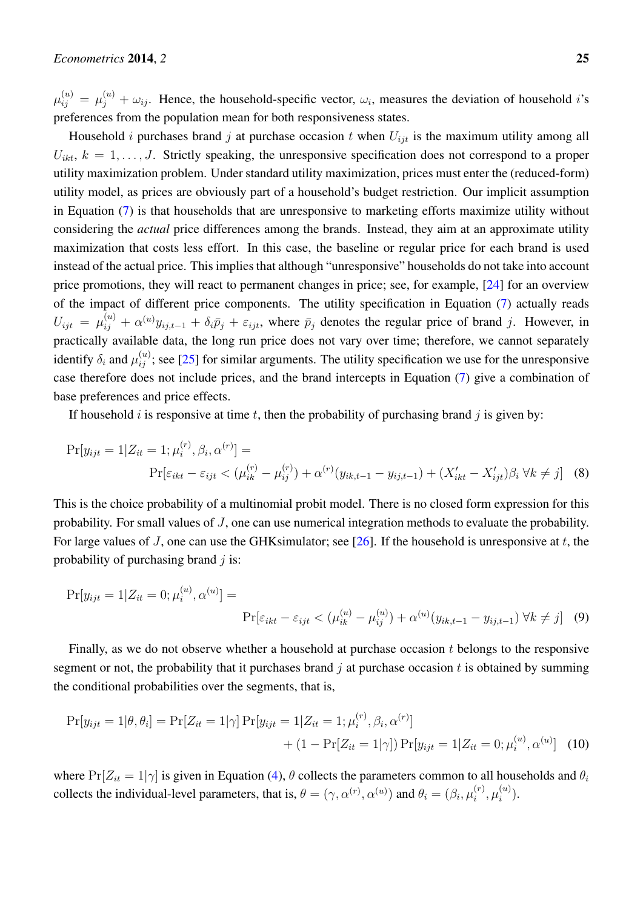$\mu_{ij}^{(u)} = \mu_j^{(u)} + \omega_{ij}$. Hence, the household-specific vector, $\omega_i$, measures the deviation of household $i$'s preferences from the population mean for both responsiveness states.

Household $i$ purchases brand $j$ at purchase occasion $t$ when $U_{ijt}$ is the maximum utility among all $U_{ikt}$, $k = 1, \ldots, J$. Strictly speaking, the unresponsive specification does not correspond to a proper utility maximization problem. Under standard utility maximization, prices must enter the (reduced-form) utility model, as prices are obviously part of a household's budget restriction. Our implicit assumption in Equation (7) is that households that are unresponsive to marketing efforts maximize utility without considering the *actual* price differences among the brands. Instead, they aim at an approximate utility maximization that costs less effort. In this case, the baseline or regular price for each brand is used instead of the actual price. This implies that although "unresponsive" households do not take into account price promotions, they will react to permanent changes in price; see, for example, [24] for an overview of the impact of different price components. The utility specification in Equation (7) actually reads $U_{ijt} = \mu_{ij}^{(u)} + \alpha^{(u)} y_{ij,t-1} + \delta_i \bar{p}_j + \varepsilon_{ijt}$, where $\bar{p}_j$ denotes the regular price of brand $j$. However, in practically available data, the long run price does not vary over time; therefore, we cannot separately identify $\delta_i$ and $\mu_{ij}^{(u)}$; see [25] for similar arguments. The utility specification we use for the unresponsive case therefore does not include prices, and the brand intercepts in Equation (7) give a combination of base preferences and price effects.

If household $i$ is responsive at time $t$, then the probability of purchasing brand $j$ is given by:

$$\Pr[y_{ijt} = 1 | Z_{it} = 1; \mu_i^{(r)}, \beta_i, \alpha^{(r)}] = \Pr[\varepsilon_{ikt} - \varepsilon_{ijt} < (\mu_{ik}^{(r)} - \mu_{ij}^{(r)}) + \alpha^{(r)}(y_{ik,t-1} - y_{ij,t-1}) + (X'_{ikt} - X'_{ijt})\beta_i \ \forall k \neq j] \quad (8)$$

This is the choice probability of a multinomial probit model. There is no closed form expression for this probability. For small values of $J$, one can use numerical integration methods to evaluate the probability. For large values of $J$, one can use the GHKsimulator; see [26]. If the household is unresponsive at $t$, the probability of purchasing brand $j$ is:

$$\Pr[y_{ijt} = 1 | Z_{it} = 0; \mu_i^{(u)}, \alpha^{(u)}] = \Pr[\varepsilon_{ikt} - \varepsilon_{ijt} < (\mu_{ik}^{(u)} - \mu_{ij}^{(u)}) + \alpha^{(u)}(y_{ik,t-1} - y_{ij,t-1}) \ \forall k \neq j] \quad (9)$$

Finally, as we do not observe whether a household at purchase occasion $t$ belongs to the responsive segment or not, the probability that it purchases brand $j$ at purchase occasion $t$ is obtained by summing the conditional probabilities over the segments, that is,

$$\Pr[y_{ijt} = 1 | \theta, \theta_i] = \Pr[Z_{it} = 1 | \gamma] \Pr[y_{ijt} = 1 | Z_{it} = 1; \mu_i^{(r)}, \beta_i, \alpha^{(r)}] + (1 - \Pr[Z_{it} = 1 | \gamma]) \Pr[y_{ijt} = 1 | Z_{it} = 0; \mu_i^{(u)}, \alpha^{(u)}] \quad (10)$$

where $\Pr[Z_{it} = 1 | \gamma]$ is given in Equation (4), $\theta$ collects the parameters common to all households and $\theta_i$ collects the individual-level parameters, that is, $\theta = (\gamma, \alpha^{(r)}, \alpha^{(u)})$ and $\theta_i = (\beta_i, \mu_i^{(r)}, \mu_i^{(u)})$.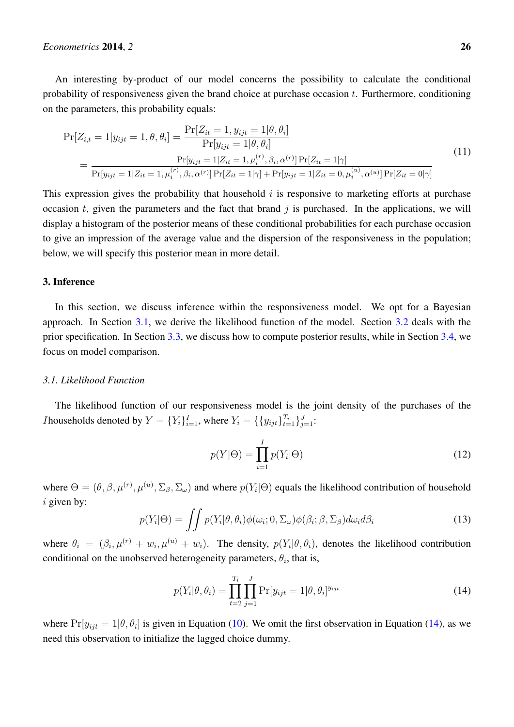An interesting by-product of our model concerns the possibility to calculate the conditional probability of responsiveness given the brand choice at purchase occasion $t$. Furthermore, conditioning on the parameters, this probability equals:

$$
\begin{aligned}
\Pr[Z_{i,t} = 1 | y_{ijt} = 1, \theta, \theta_i] &= \frac{\Pr[Z_{it} = 1, y_{ijt} = 1 | \theta, \theta_i]}{\Pr[y_{ijt} = 1 | \theta, \theta_i]} \\
&= \frac{\Pr[y_{ijt} = 1 | Z_{it} = 1, \mu_i^{(r)}, \beta_i, \alpha^{(r)}] \Pr[Z_{it} = 1 | \gamma]}{\Pr[y_{ijt} = 1 | Z_{it} = 1, \mu_i^{(r)}, \beta_i, \alpha^{(r)}] \Pr[Z_{it} = 1 | \gamma] + \Pr[y_{ijt} = 1 | Z_{it} = 0, \mu_i^{(u)}, \alpha^{(u)}] \Pr[Z_{it} = 0 | \gamma]}
\end{aligned}
\tag{11}
$$

This expression gives the probability that household $i$ is responsive to marketing efforts at purchase occasion $t$, given the parameters and the fact that brand $j$ is purchased. In the applications, we will display a histogram of the posterior means of these conditional probabilities for each purchase occasion to give an impression of the average value and the dispersion of the responsiveness in the population; below, we will specify this posterior mean in more detail.

## 3. Inference

In this section, we discuss inference within the responsiveness model. We opt for a Bayesian approach. In Section 3.1, we derive the likelihood function of the model. Section 3.2 deals with the prior specification. In Section 3.3, we discuss how to compute posterior results, while in Section 3.4, we focus on model comparison.

### *3.1. Likelihood Function*

The likelihood function of our responsiveness model is the joint density of the purchases of the $I$households denoted by $Y = \{Y_i\}_{i=1}^{I}$, where $Y_i = \{\{y_{ijt}\}_{t=1}^{T_i}\}_{j=1}^{J}$:

$$
p(Y|\Theta) = \prod_{i=1}^{I} p(Y_i|\Theta) \tag{12}
$$

where $\Theta = (\theta, \beta, \mu^{(r)}, \mu^{(u)}, \Sigma_\beta, \Sigma_\omega)$ and where $p(Y_i|\Theta)$ equals the likelihood contribution of household $i$ given by:

$$
p(Y_i|\Theta) = \iint p(Y_i|\theta, \theta_i) \phi(\omega_i; 0, \Sigma_\omega) \phi(\beta_i; \beta, \Sigma_\beta) d\omega_i d\beta_i \tag{13}
$$

where $\theta_i = (\beta_i, \mu^{(r)} + w_i, \mu^{(u)} + w_i)$. The density, $p(Y_i|\theta, \theta_i)$, denotes the likelihood contribution conditional on the unobserved heterogeneity parameters, $\theta_i$, that is,

$$
p(Y_i|\theta, \theta_i) = \prod_{t=2}^{T_i} \prod_{j=1}^{J} \Pr[y_{ijt} = 1 | \theta, \theta_i]^{y_{ijt}} \tag{14}
$$

where $\Pr[y_{ijt} = 1 | \theta, \theta_i]$ is given in Equation (10). We omit the first observation in Equation (14), as we need this observation to initialize the lagged choice dummy.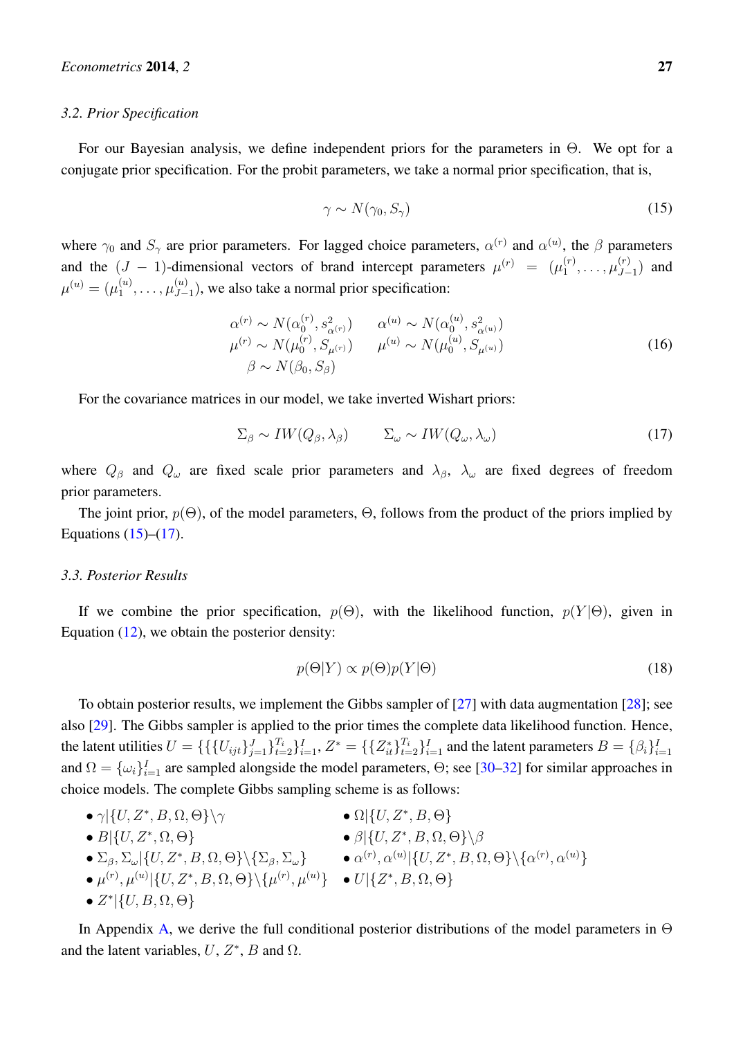### 3.2. Prior Specification

For our Bayesian analysis, we define independent priors for the parameters in $\Theta$. We opt for a conjugate prior specification. For the probit parameters, we take a normal prior specification, that is,

$$\gamma \sim N(\gamma_0, S_\gamma) \tag{15}$$

where $\gamma_0$ and $S_\gamma$ are prior parameters. For lagged choice parameters, $\alpha^{(r)}$ and $\alpha^{(u)}$, the $\beta$ parameters and the $(J-1)$-dimensional vectors of brand intercept parameters $\mu^{(r)} = (\mu_1^{(r)}, \ldots, \mu_{J-1}^{(r)})$ and $\mu^{(u)} = (\mu_1^{(u)}, \ldots, \mu_{J-1}^{(u)})$, we also take a normal prior specification:

$$\begin{aligned}
\alpha^{(r)} &\sim N(\alpha_0^{(r)}, s^2_{\alpha^{(r)}}) \qquad & \alpha^{(u)} &\sim N(\alpha_0^{(u)}, s^2_{\alpha^{(u)}}) \\
\mu^{(r)} &\sim N(\mu_0^{(r)}, S_{\mu^{(r)}}) \qquad & \mu^{(u)} &\sim N(\mu_0^{(u)}, S_{\mu^{(u)}}) \\
\beta &\sim N(\beta_0, S_\beta) & &
\end{aligned} \tag{16}$$

For the covariance matrices in our model, we take inverted Wishart priors:

$$\Sigma_\beta \sim IW(Q_\beta, \lambda_\beta) \qquad \Sigma_\omega \sim IW(Q_\omega, \lambda_\omega) \tag{17}$$

where $Q_\beta$ and $Q_\omega$ are fixed scale prior parameters and $\lambda_\beta$, $\lambda_\omega$ are fixed degrees of freedom prior parameters.

The joint prior, $p(\Theta)$, of the model parameters, $\Theta$, follows from the product of the priors implied by Equations (15)–(17).

### 3.3. Posterior Results

If we combine the prior specification, $p(\Theta)$, with the likelihood function, $p(Y|\Theta)$, given in Equation (12), we obtain the posterior density:

$$p(\Theta|Y) \propto p(\Theta)p(Y|\Theta) \tag{18}$$

To obtain posterior results, we implement the Gibbs sampler of [27] with data augmentation [28]; see also [29]. The Gibbs sampler is applied to the prior times the complete data likelihood function. Hence, the latent utilities $U = \{\{\{U_{ijt}\}_{j=1}^{J}\}_{t=2}^{T_i}\}_{i=1}^{I}$, $Z^* = \{\{Z^*_{it}\}_{t=2}^{T_i}\}_{i=1}^{I}$ and the latent parameters $B = \{\beta_i\}_{i=1}^{I}$ and $\Omega = \{\omega_i\}_{i=1}^{I}$ are sampled alongside the model parameters, $\Theta$; see [30–32] for similar approaches in choice models. The complete Gibbs sampling scheme is as follows:

- $\gamma|\{U, Z^*, B, \Omega, \Theta\}\backslash\gamma$
- $\Omega|\{U, Z^*, B, \Theta\}$
- $B|\{U, Z^*, \Omega, \Theta\}$
- $\beta|\{U, Z^*, B, \Omega, \Theta\}\backslash\beta$
- $\Sigma_\beta, \Sigma_\omega|\{U, Z^*, B, \Omega, \Theta\}\backslash\{\Sigma_\beta, \Sigma_\omega\}$
- $\alpha^{(r)}, \alpha^{(u)}|\{U, Z^*, B, \Omega, \Theta\}\backslash\{\alpha^{(r)}, \alpha^{(u)}\}$
- $\mu^{(r)}, \mu^{(u)}|\{U, Z^*, B, \Omega, \Theta\}\backslash\{\mu^{(r)}, \mu^{(u)}\}$
- $U|\{Z^*, B, \Omega, \Theta\}$
- $Z^*|\{U, B, \Omega, \Theta\}$

In Appendix A, we derive the full conditional posterior distributions of the model parameters in $\Theta$ and the latent variables, $U$, $Z^*$, $B$ and $\Omega$.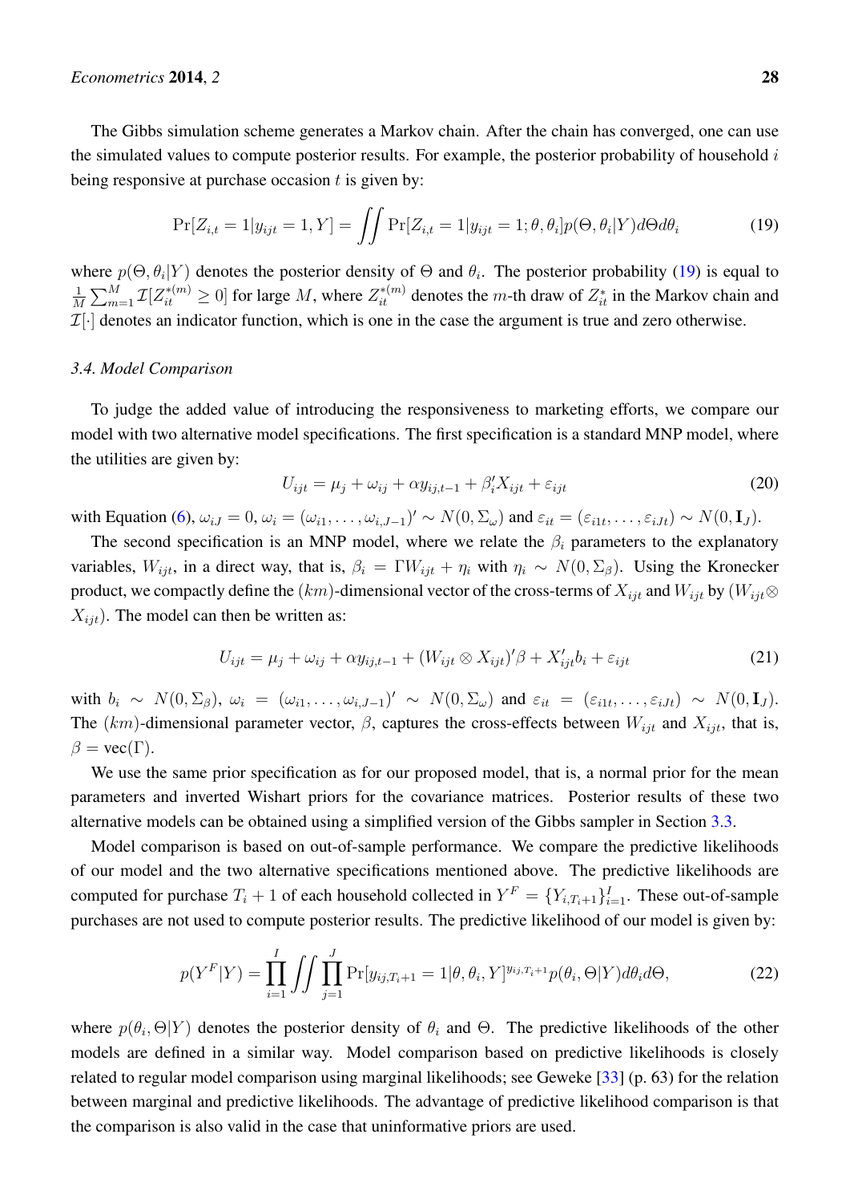The Gibbs simulation scheme generates a Markov chain. After the chain has converged, one can use the simulated values to compute posterior results. For example, the posterior probability of household $i$ being responsive at purchase occasion $t$ is given by:

$$\Pr[Z_{i,t} = 1 | y_{ijt} = 1, Y] = \iint \Pr[Z_{i,t} = 1 | y_{ijt} = 1; \theta, \theta_i] p(\Theta, \theta_i | Y) d\Theta d\theta_i \tag{19}$$

where $p(\Theta, \theta_i|Y)$ denotes the posterior density of $\Theta$ and $\theta_i$. The posterior probability (19) is equal to $\frac{1}{M}\sum_{m=1}^{M} \mathcal{I}[Z_{it}^{*(m)} \geq 0]$ for large $M$, where $Z_{it}^{*(m)}$ denotes the $m$-th draw of $Z_{it}^{*}$ in the Markov chain and $\mathcal{I}[\cdot]$ denotes an indicator function, which is one in the case the argument is true and zero otherwise.

### *3.4. Model Comparison*

To judge the added value of introducing the responsiveness to marketing efforts, we compare our model with two alternative model specifications. The first specification is a standard MNP model, where the utilities are given by:

$$U_{ijt} = \mu_j + \omega_{ij} + \alpha y_{ij,t-1} + \beta_i' X_{ijt} + \varepsilon_{ijt} \tag{20}$$

with Equation (6), $\omega_{iJ} = 0$, $\omega_i = (\omega_{i1}, \ldots, \omega_{i,J-1})' \sim N(0, \Sigma_\omega)$ and $\varepsilon_{it} = (\varepsilon_{i1t}, \ldots, \varepsilon_{iJt}) \sim N(0, \mathbf{I}_J)$.

The second specification is an MNP model, where we relate the $\beta_i$ parameters to the explanatory variables, $W_{ijt}$, in a direct way, that is, $\beta_i = \Gamma W_{ijt} + \eta_i$ with $\eta_i \sim N(0, \Sigma_\beta)$. Using the Kronecker product, we compactly define the $(km)$-dimensional vector of the cross-terms of $X_{ijt}$ and $W_{ijt}$ by $(W_{ijt} \otimes X_{ijt})$. The model can then be written as:

$$U_{ijt} = \mu_j + \omega_{ij} + \alpha y_{ij,t-1} + (W_{ijt} \otimes X_{ijt})'\beta + X_{ijt}' b_i + \varepsilon_{ijt} \tag{21}$$

with $b_i \sim N(0, \Sigma_\beta)$, $\omega_i = (\omega_{i1}, \ldots, \omega_{i,J-1})' \sim N(0, \Sigma_\omega)$ and $\varepsilon_{it} = (\varepsilon_{i1t}, \ldots, \varepsilon_{iJt}) \sim N(0, \mathbf{I}_J)$. The $(km)$-dimensional parameter vector, $\beta$, captures the cross-effects between $W_{ijt}$ and $X_{ijt}$, that is, $\beta = \text{vec}(\Gamma)$.

We use the same prior specification as for our proposed model, that is, a normal prior for the mean parameters and inverted Wishart priors for the covariance matrices. Posterior results of these two alternative models can be obtained using a simplified version of the Gibbs sampler in Section 3.3.

Model comparison is based on out-of-sample performance. We compare the predictive likelihoods of our model and the two alternative specifications mentioned above. The predictive likelihoods are computed for purchase $T_i + 1$ of each household collected in $Y^F = \{Y_{i,T_i+1}\}_{i=1}^{I}$. These out-of-sample purchases are not used to compute posterior results. The predictive likelihood of our model is given by:

$$p(Y^F|Y) = \prod_{i=1}^{I} \iint \prod_{j=1}^{J} \Pr[y_{ij,T_i+1} = 1 | \theta, \theta_i, Y]^{y_{ij,T_i+1}} p(\theta_i, \Theta | Y) d\theta_i d\Theta, \tag{22}$$

where $p(\theta_i, \Theta|Y)$ denotes the posterior density of $\theta_i$ and $\Theta$. The predictive likelihoods of the other models are defined in a similar way. Model comparison based on predictive likelihoods is closely related to regular model comparison using marginal likelihoods; see Geweke [33] (p. 63) for the relation between marginal and predictive likelihoods. The advantage of predictive likelihood comparison is that the comparison is also valid in the case that uninformative priors are used.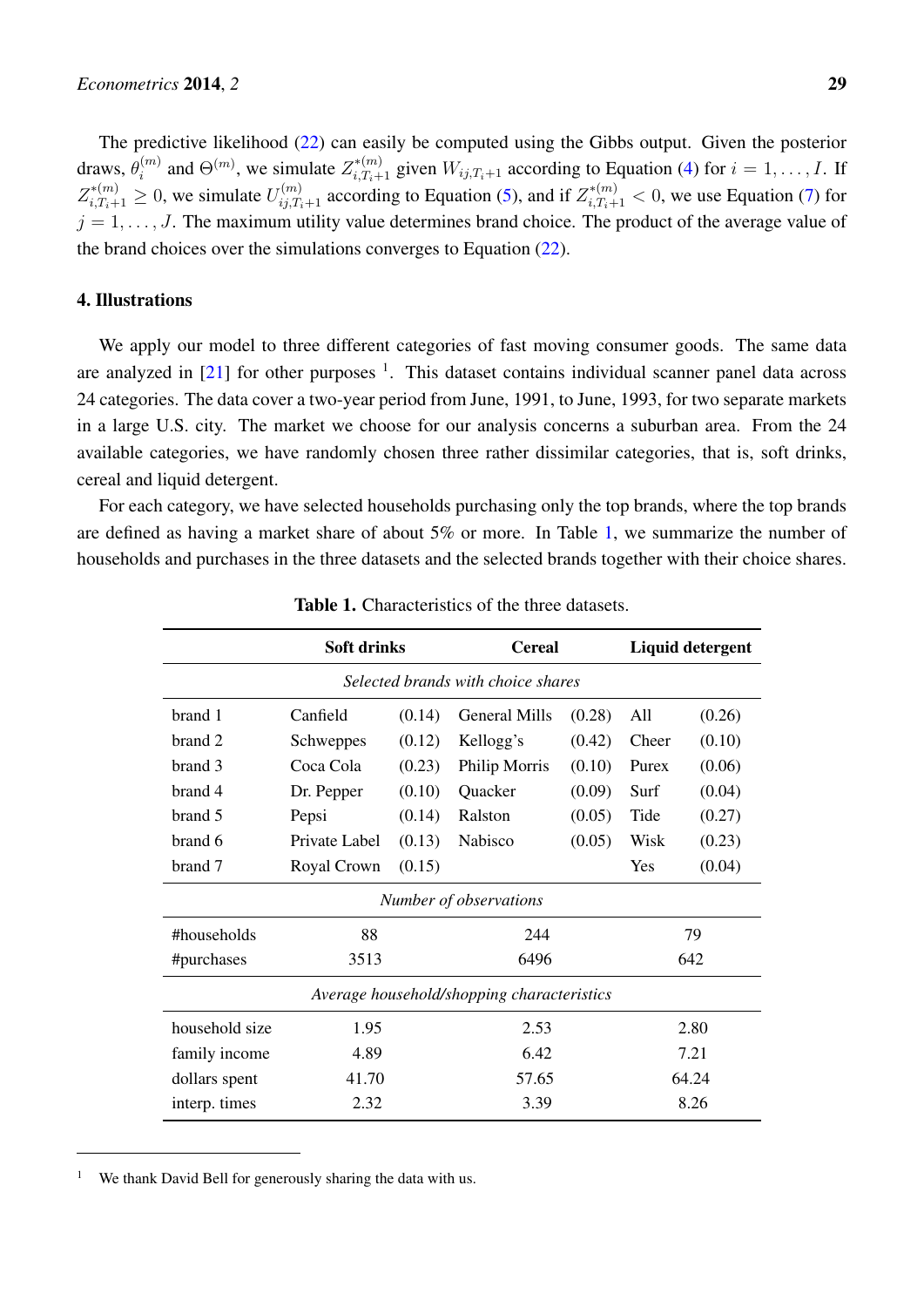The predictive likelihood (22) can easily be computed using the Gibbs output. Given the posterior draws, $\theta_i^{(m)}$ and $\Theta^{(m)}$, we simulate $Z_{i,T_i+1}^{*(m)}$ given $W_{ij,T_i+1}$ according to Equation (4) for $i = 1, \ldots, I$. If $Z_{i,T_i+1}^{*(m)} \geq 0$, we simulate $U_{ij,T_i+1}^{(m)}$ according to Equation (5), and if $Z_{i,T_i+1}^{*(m)} < 0$, we use Equation (7) for $j = 1, \ldots, J$. The maximum utility value determines brand choice. The product of the average value of the brand choices over the simulations converges to Equation (22).

## 4. Illustrations

We apply our model to three different categories of fast moving consumer goods. The same data are analyzed in [21] for other purposes [1]. This dataset contains individual scanner panel data across 24 categories. The data cover a two-year period from June, 1991, to June, 1993, for two separate markets in a large U.S. city. The market we choose for our analysis concerns a suburban area. From the 24 available categories, we have randomly chosen three rather dissimilar categories, that is, soft drinks, cereal and liquid detergent.

For each category, we have selected households purchasing only the top brands, where the top brands are defined as having a market share of about 5% or more. In Table 1, we summarize the number of households and purchases in the three datasets and the selected brands together with their choice shares.

**Table 1.** Characteristics of the three datasets.

| | **Soft drinks** | | **Cereal** | | **Liquid detergent** | |
|---|---|---|---|---|---|---|
| | *Selected brands with choice shares* | | | | | |
| brand 1 | Canfield | (0.14) | General Mills | (0.28) | All | (0.26) |
| brand 2 | Schweppes | (0.12) | Kellogg's | (0.42) | Cheer | (0.10) |
| brand 3 | Coca Cola | (0.23) | Philip Morris | (0.10) | Purex | (0.06) |
| brand 4 | Dr. Pepper | (0.10) | Quacker | (0.09) | Surf | (0.04) |
| brand 5 | Pepsi | (0.14) | Ralston | (0.05) | Tide | (0.27) |
| brand 6 | Private Label | (0.13) | Nabisco | (0.05) | Wisk | (0.23) |
| brand 7 | Royal Crown | (0.15) | | | Yes | (0.04) |
| | *Number of observations* | | | | | |
| #households | 88 | | 244 | | 79 | |
| #purchases | 3513 | | 6496 | | 642 | |
| | *Average household/shopping characteristics* | | | | | |
| household size | 1.95 | | 2.53 | | 2.80 | |
| family income | 4.89 | | 6.42 | | 7.21 | |
| dollars spent | 41.70 | | 57.65 | | 64.24 | |
| interp. times | 2.32 | | 3.39 | | 8.26 | |

[1] We thank David Bell for generously sharing the data with us.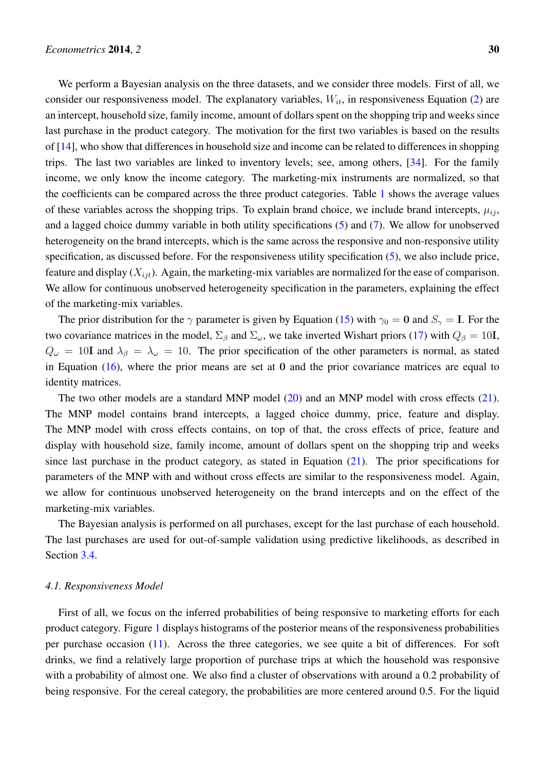We perform a Bayesian analysis on the three datasets, and we consider three models. First of all, we consider our responsiveness model. The explanatory variables, $W_{it}$, in responsiveness Equation (2) are an intercept, household size, family income, amount of dollars spent on the shopping trip and weeks since last purchase in the product category. The motivation for the first two variables is based on the results of [14], who show that differences in household size and income can be related to differences in shopping trips. The last two variables are linked to inventory levels; see, among others, [34]. For the family income, we only know the income category. The marketing-mix instruments are normalized, so that the coefficients can be compared across the three product categories. Table 1 shows the average values of these variables across the shopping trips. To explain brand choice, we include brand intercepts, $\mu_{ij}$, and a lagged choice dummy variable in both utility specifications (5) and (7). We allow for unobserved heterogeneity on the brand intercepts, which is the same across the responsive and non-responsive utility specification, as discussed before. For the responsiveness utility specification (5), we also include price, feature and display ($X_{ijt}$). Again, the marketing-mix variables are normalized for the ease of comparison. We allow for continuous unobserved heterogeneity specification in the parameters, explaining the effect of the marketing-mix variables.

The prior distribution for the $\gamma$ parameter is given by Equation (15) with $\gamma_0 = \mathbf{0}$ and $S_\gamma = \mathbf{I}$. For the two covariance matrices in the model, $\Sigma_\beta$ and $\Sigma_\omega$, we take inverted Wishart priors (17) with $Q_\beta = 10\mathbf{I}$, $Q_\omega = 10\mathbf{I}$ and $\lambda_\beta = \lambda_\omega = 10$. The prior specification of the other parameters is normal, as stated in Equation (16), where the prior means are set at $\mathbf{0}$ and the prior covariance matrices are equal to identity matrices.

The two other models are a standard MNP model (20) and an MNP model with cross effects (21). The MNP model contains brand intercepts, a lagged choice dummy, price, feature and display. The MNP model with cross effects contains, on top of that, the cross effects of price, feature and display with household size, family income, amount of dollars spent on the shopping trip and weeks since last purchase in the product category, as stated in Equation (21). The prior specifications for parameters of the MNP with and without cross effects are similar to the responsiveness model. Again, we allow for continuous unobserved heterogeneity on the brand intercepts and on the effect of the marketing-mix variables.

The Bayesian analysis is performed on all purchases, except for the last purchase of each household. The last purchases are used for out-of-sample validation using predictive likelihoods, as described in Section 3.4.

### *4.1. Responsiveness Model*

First of all, we focus on the inferred probabilities of being responsive to marketing efforts for each product category. Figure 1 displays histograms of the posterior means of the responsiveness probabilities per purchase occasion (11). Across the three categories, we see quite a bit of differences. For soft drinks, we find a relatively large proportion of purchase trips at which the household was responsive with a probability of almost one. We also find a cluster of observations with around a 0.2 probability of being responsive. For the cereal category, the probabilities are more centered around 0.5. For the liquid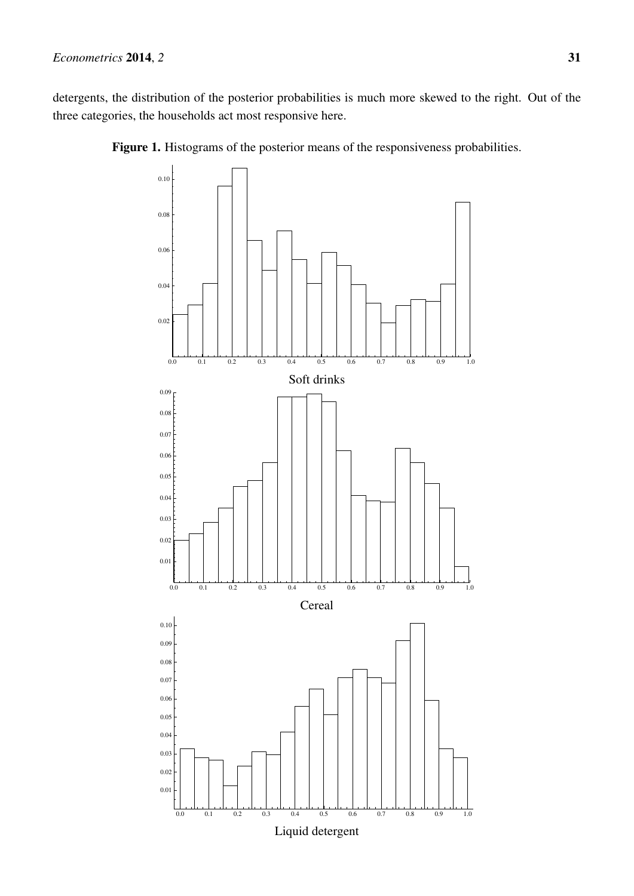detergents, the distribution of the posterior probabilities is much more skewed to the right. Out of the three categories, the households act most responsive here.

**Figure 1.** Histograms of the posterior means of the responsiveness probabilities.

Soft drinks

Cereal

Liquid detergent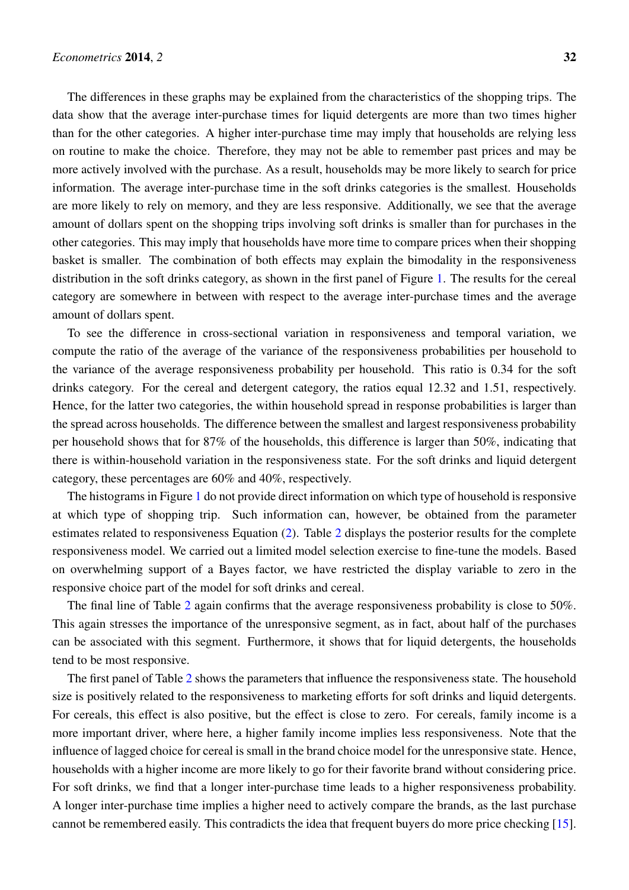The differences in these graphs may be explained from the characteristics of the shopping trips. The data show that the average inter-purchase times for liquid detergents are more than two times higher than for the other categories. A higher inter-purchase time may imply that households are relying less on routine to make the choice. Therefore, they may not be able to remember past prices and may be more actively involved with the purchase. As a result, households may be more likely to search for price information. The average inter-purchase time in the soft drinks categories is the smallest. Households are more likely to rely on memory, and they are less responsive. Additionally, we see that the average amount of dollars spent on the shopping trips involving soft drinks is smaller than for purchases in the other categories. This may imply that households have more time to compare prices when their shopping basket is smaller. The combination of both effects may explain the bimodality in the responsiveness distribution in the soft drinks category, as shown in the first panel of Figure 1. The results for the cereal category are somewhere in between with respect to the average inter-purchase times and the average amount of dollars spent.

To see the difference in cross-sectional variation in responsiveness and temporal variation, we compute the ratio of the average of the variance of the responsiveness probabilities per household to the variance of the average responsiveness probability per household. This ratio is 0.34 for the soft drinks category. For the cereal and detergent category, the ratios equal 12.32 and 1.51, respectively. Hence, for the latter two categories, the within household spread in response probabilities is larger than the spread across households. The difference between the smallest and largest responsiveness probability per household shows that for 87% of the households, this difference is larger than 50%, indicating that there is within-household variation in the responsiveness state. For the soft drinks and liquid detergent category, these percentages are 60% and 40%, respectively.

The histograms in Figure 1 do not provide direct information on which type of household is responsive at which type of shopping trip. Such information can, however, be obtained from the parameter estimates related to responsiveness Equation (2). Table 2 displays the posterior results for the complete responsiveness model. We carried out a limited model selection exercise to fine-tune the models. Based on overwhelming support of a Bayes factor, we have restricted the display variable to zero in the responsive choice part of the model for soft drinks and cereal.

The final line of Table 2 again confirms that the average responsiveness probability is close to 50%. This again stresses the importance of the unresponsive segment, as in fact, about half of the purchases can be associated with this segment. Furthermore, it shows that for liquid detergents, the households tend to be most responsive.

The first panel of Table 2 shows the parameters that influence the responsiveness state. The household size is positively related to the responsiveness to marketing efforts for soft drinks and liquid detergents. For cereals, this effect is also positive, but the effect is close to zero. For cereals, family income is a more important driver, where here, a higher family income implies less responsiveness. Note that the influence of lagged choice for cereal is small in the brand choice model for the unresponsive state. Hence, households with a higher income are more likely to go for their favorite brand without considering price. For soft drinks, we find that a longer inter-purchase time leads to a higher responsiveness probability. A longer inter-purchase time implies a higher need to actively compare the brands, as the last purchase cannot be remembered easily. This contradicts the idea that frequent buyers do more price checking [15].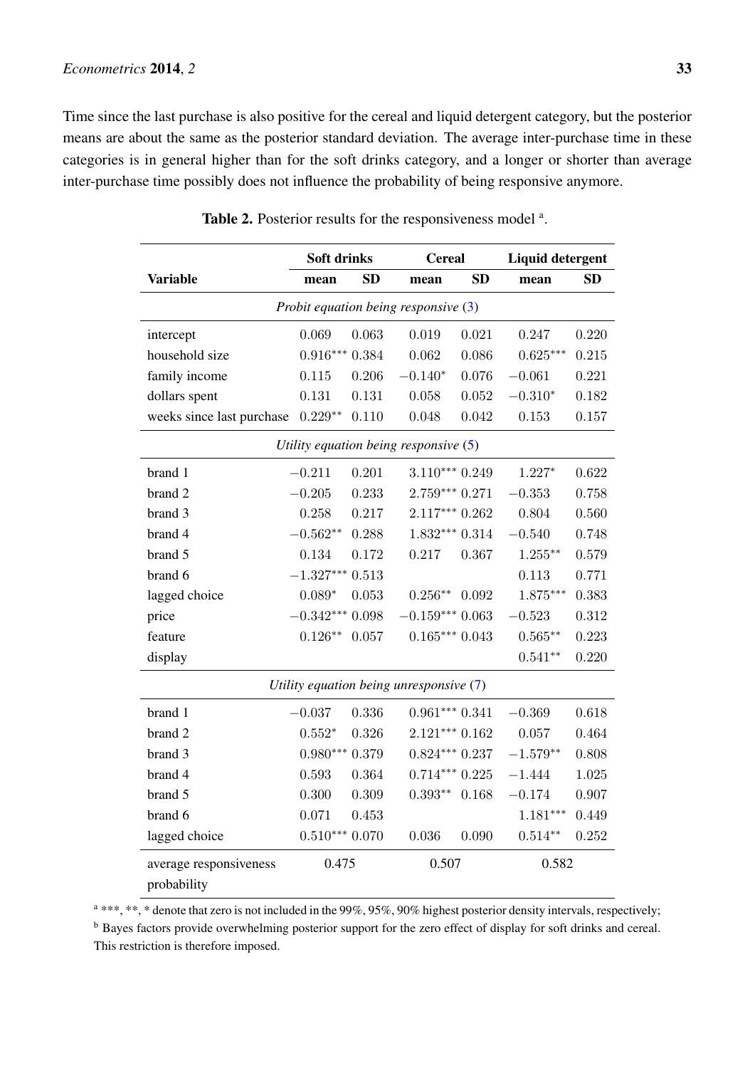Time since the last purchase is also positive for the cereal and liquid detergent category, but the posterior means are about the same as the posterior standard deviation. The average inter-purchase time in these categories is in general higher than for the soft drinks category, and a longer or shorter than average inter-purchase time possibly does not influence the probability of being responsive anymore.

**Table 2.** Posterior results for the responsiveness model [a].

| Variable | Soft drinks mean | Soft drinks SD | Cereal mean | Cereal SD | Liquid detergent mean | Liquid detergent SD |
|---|---|---|---|---|---|---|
| *Probit equation being responsive (3)* | | | | | | |
| intercept | $0.069$ | $0.063$ | $0.019$ | $0.021$ | $0.247$ | $0.220$ |
| household size | $0.916^{***}$ | $0.384$ | $0.062$ | $0.086$ | $0.625^{***}$ | $0.215$ |
| family income | $0.115$ | $0.206$ | $-0.140^{*}$ | $0.076$ | $-0.061$ | $0.221$ |
| dollars spent | $0.131$ | $0.131$ | $0.058$ | $0.052$ | $-0.310^{*}$ | $0.182$ |
| weeks since last purchase | $0.229^{**}$ | $0.110$ | $0.048$ | $0.042$ | $0.153$ | $0.157$ |
| *Utility equation being responsive (5)* | | | | | | |
| brand 1 | $-0.211$ | $0.201$ | $3.110^{***}$ | $0.249$ | $1.227^{*}$ | $0.622$ |
| brand 2 | $-0.205$ | $0.233$ | $2.759^{***}$ | $0.271$ | $-0.353$ | $0.758$ |
| brand 3 | $0.258$ | $0.217$ | $2.117^{***}$ | $0.262$ | $0.804$ | $0.560$ |
| brand 4 | $-0.562^{**}$ | $0.288$ | $1.832^{***}$ | $0.314$ | $-0.540$ | $0.748$ |
| brand 5 | $0.134$ | $0.172$ | $0.217$ | $0.367$ | $1.255^{**}$ | $0.579$ |
| brand 6 | $-1.327^{***}$ | $0.513$ | | | $0.113$ | $0.771$ |
| lagged choice | $0.089^{*}$ | $0.053$ | $0.256^{**}$ | $0.092$ | $1.875^{***}$ | $0.383$ |
| price | $-0.342^{***}$ | $0.098$ | $-0.159^{***}$ | $0.063$ | $-0.523$ | $0.312$ |
| feature | $0.126^{**}$ | $0.057$ | $0.165^{***}$ | $0.043$ | $0.565^{**}$ | $0.223$ |
| display | | | | | $0.541^{**}$ | $0.220$ |
| *Utility equation being unresponsive (7)* | | | | | | |
| brand 1 | $-0.037$ | $0.336$ | $0.961^{***}$ | $0.341$ | $-0.369$ | $0.618$ |
| brand 2 | $0.552^{*}$ | $0.326$ | $2.121^{***}$ | $0.162$ | $0.057$ | $0.464$ |
| brand 3 | $0.980^{***}$ | $0.379$ | $0.824^{***}$ | $0.237$ | $-1.579^{**}$ | $0.808$ |
| brand 4 | $0.593$ | $0.364$ | $0.714^{***}$ | $0.225$ | $-1.444$ | $1.025$ |
| brand 5 | $0.300$ | $0.309$ | $0.393^{**}$ | $0.168$ | $-0.174$ | $0.907$ |
| brand 6 | $0.071$ | $0.453$ | | | $1.181^{***}$ | $0.449$ |
| lagged choice | $0.510^{***}$ | $0.070$ | $0.036$ | $0.090$ | $0.514^{**}$ | $0.252$ |
| average responsiveness probability | $0.475$ | | $0.507$ | | $0.582$ | |

[a] ***, **, * denote that zero is not included in the 99%, 95%, 90% highest posterior density intervals, respectively;
[b] Bayes factors provide overwhelming posterior support for the zero effect of display for soft drinks and cereal. This restriction is therefore imposed.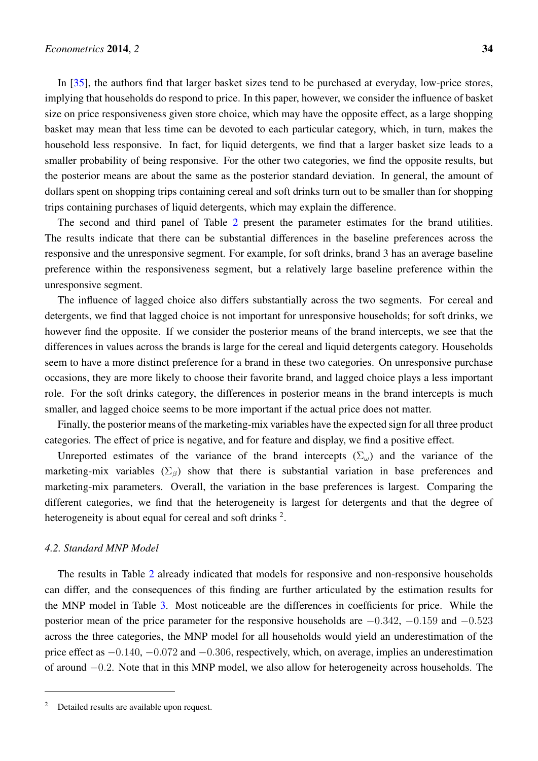In [35], the authors find that larger basket sizes tend to be purchased at everyday, low-price stores, implying that households do respond to price. In this paper, however, we consider the influence of basket size on price responsiveness given store choice, which may have the opposite effect, as a large shopping basket may mean that less time can be devoted to each particular category, which, in turn, makes the household less responsive. In fact, for liquid detergents, we find that a larger basket size leads to a smaller probability of being responsive. For the other two categories, we find the opposite results, but the posterior means are about the same as the posterior standard deviation. In general, the amount of dollars spent on shopping trips containing cereal and soft drinks turn out to be smaller than for shopping trips containing purchases of liquid detergents, which may explain the difference.

The second and third panel of Table 2 present the parameter estimates for the brand utilities. The results indicate that there can be substantial differences in the baseline preferences across the responsive and the unresponsive segment. For example, for soft drinks, brand 3 has an average baseline preference within the responsiveness segment, but a relatively large baseline preference within the unresponsive segment.

The influence of lagged choice also differs substantially across the two segments. For cereal and detergents, we find that lagged choice is not important for unresponsive households; for soft drinks, we however find the opposite. If we consider the posterior means of the brand intercepts, we see that the differences in values across the brands is large for the cereal and liquid detergents category. Households seem to have a more distinct preference for a brand in these two categories. On unresponsive purchase occasions, they are more likely to choose their favorite brand, and lagged choice plays a less important role. For the soft drinks category, the differences in posterior means in the brand intercepts is much smaller, and lagged choice seems to be more important if the actual price does not matter.

Finally, the posterior means of the marketing-mix variables have the expected sign for all three product categories. The effect of price is negative, and for feature and display, we find a positive effect.

Unreported estimates of the variance of the brand intercepts ($\Sigma_\omega$) and the variance of the marketing-mix variables ($\Sigma_\beta$) show that there is substantial variation in base preferences and marketing-mix parameters. Overall, the variation in the base preferences is largest. Comparing the different categories, we find that the heterogeneity is largest for detergents and that the degree of heterogeneity is about equal for cereal and soft drinks [2].

### 4.2. Standard MNP Model

The results in Table 2 already indicated that models for responsive and non-responsive households can differ, and the consequences of this finding are further articulated by the estimation results for the MNP model in Table 3. Most noticeable are the differences in coefficients for price. While the posterior mean of the price parameter for the responsive households are $-0.342$, $-0.159$ and $-0.523$ across the three categories, the MNP model for all households would yield an underestimation of the price effect as $-0.140$, $-0.072$ and $-0.306$, respectively, which, on average, implies an underestimation of around $-0.2$. Note that in this MNP model, we also allow for heterogeneity across households. The

---

[2] Detailed results are available upon request.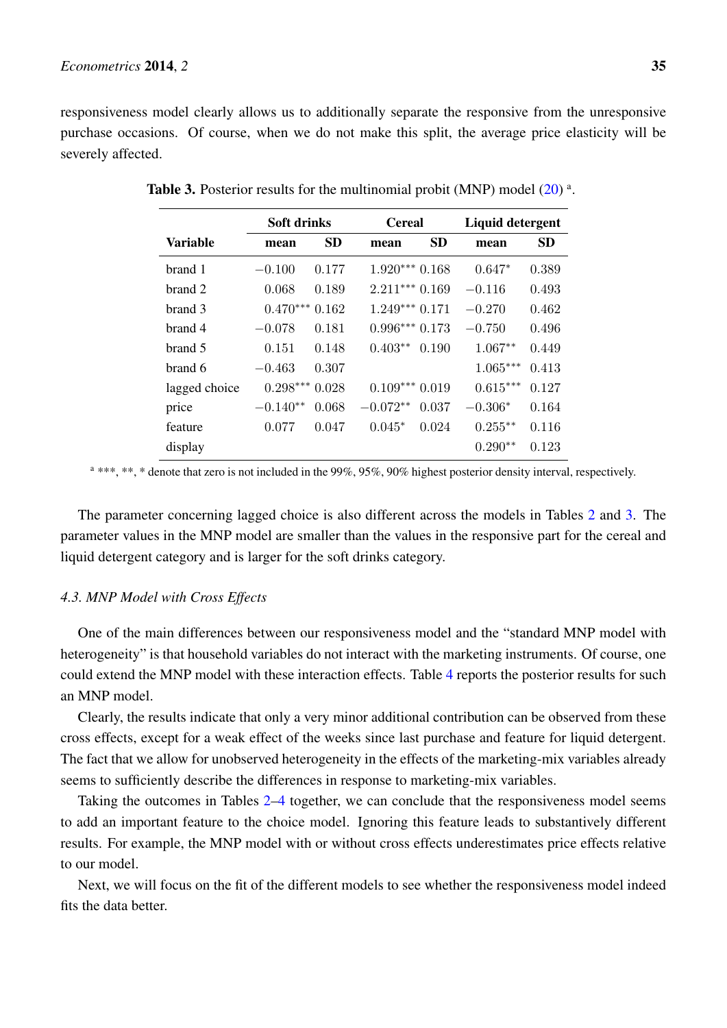responsiveness model clearly allows us to additionally separate the responsive from the unresponsive purchase occasions. Of course, when we do not make this split, the average price elasticity will be severely affected.

**Table 3.** Posterior results for the multinomial probit (MNP) model (20) [a].

| Variable | Soft drinks | | Cereal | | Liquid detergent | |
|---|---|---|---|---|---|---|
| | mean | SD | mean | SD | mean | SD |
| brand 1 | −0.100 | 0.177 | 1.920*** | 0.168 | 0.647* | 0.389 |
| brand 2 | 0.068 | 0.189 | 2.211*** | 0.169 | −0.116 | 0.493 |
| brand 3 | 0.470*** | 0.162 | 1.249*** | 0.171 | −0.270 | 0.462 |
| brand 4 | −0.078 | 0.181 | 0.996*** | 0.173 | −0.750 | 0.496 |
| brand 5 | 0.151 | 0.148 | 0.403** | 0.190 | 1.067** | 0.449 |
| brand 6 | −0.463 | 0.307 | | | 1.065*** | 0.413 |
| lagged choice | 0.298*** | 0.028 | 0.109*** | 0.019 | 0.615*** | 0.127 |
| price | −0.140** | 0.068 | −0.072** | 0.037 | −0.306* | 0.164 |
| feature | 0.077 | 0.047 | 0.045* | 0.024 | 0.255** | 0.116 |
| display | | | | | 0.290** | 0.123 |

[a] ***, **, * denote that zero is not included in the 99%, 95%, 90% highest posterior density interval, respectively.

The parameter concerning lagged choice is also different across the models in Tables 2 and 3. The parameter values in the MNP model are smaller than the values in the responsive part for the cereal and liquid detergent category and is larger for the soft drinks category.

### *4.3. MNP Model with Cross Effects*

One of the main differences between our responsiveness model and the "standard MNP model with heterogeneity" is that household variables do not interact with the marketing instruments. Of course, one could extend the MNP model with these interaction effects. Table 4 reports the posterior results for such an MNP model.

Clearly, the results indicate that only a very minor additional contribution can be observed from these cross effects, except for a weak effect of the weeks since last purchase and feature for liquid detergent. The fact that we allow for unobserved heterogeneity in the effects of the marketing-mix variables already seems to sufficiently describe the differences in response to marketing-mix variables.

Taking the outcomes in Tables 2–4 together, we can conclude that the responsiveness model seems to add an important feature to the choice model. Ignoring this feature leads to substantively different results. For example, the MNP model with or without cross effects underestimates price effects relative to our model.

Next, we will focus on the fit of the different models to see whether the responsiveness model indeed fits the data better.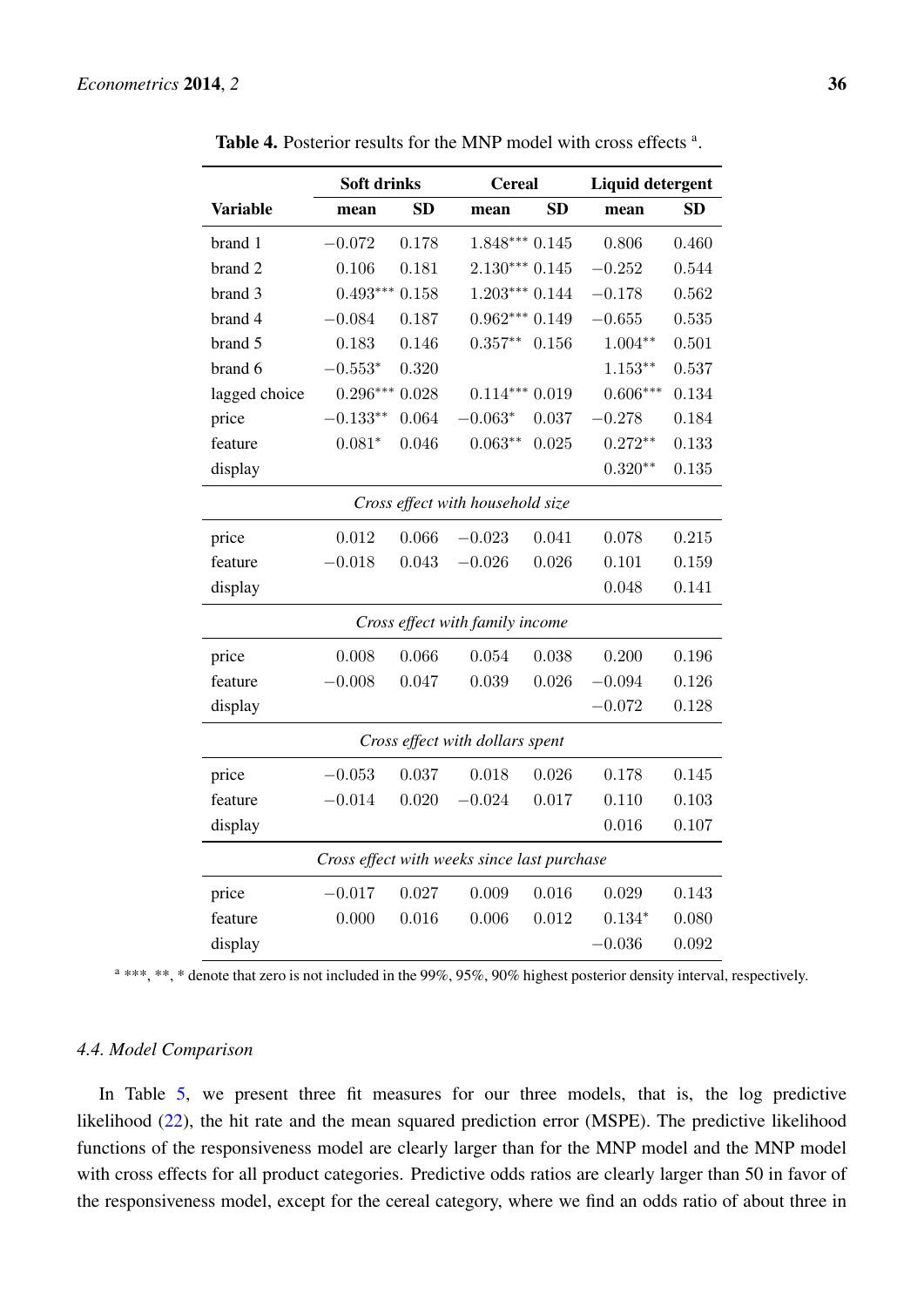**Table 4.** Posterior results for the MNP model with cross effects [a].

| Variable | Soft drinks | | Cereal | | Liquid detergent | |
|---|---|---|---|---|---|---|
| | mean | SD | mean | SD | mean | SD |
| brand 1 | $-0.072$ | 0.178 | $1.848^{***}$ | 0.145 | 0.806 | 0.460 |
| brand 2 | 0.106 | 0.181 | $2.130^{***}$ | 0.145 | $-0.252$ | 0.544 |
| brand 3 | $0.493^{***}$ | 0.158 | $1.203^{***}$ | 0.144 | $-0.178$ | 0.562 |
| brand 4 | $-0.084$ | 0.187 | $0.962^{***}$ | 0.149 | $-0.655$ | 0.535 |
| brand 5 | 0.183 | 0.146 | $0.357^{**}$ | 0.156 | $1.004^{**}$ | 0.501 |
| brand 6 | $-0.553^{*}$ | 0.320 | | | $1.153^{**}$ | 0.537 |
| lagged choice | $0.296^{***}$ | 0.028 | $0.114^{***}$ | 0.019 | $0.606^{***}$ | 0.134 |
| price | $-0.133^{**}$ | 0.064 | $-0.063^{*}$ | 0.037 | $-0.278$ | 0.184 |
| feature | $0.081^{*}$ | 0.046 | $0.063^{**}$ | 0.025 | $0.272^{**}$ | 0.133 |
| display | | | | | $0.320^{**}$ | 0.135 |
| *Cross effect with household size* | | | | | | |
| price | 0.012 | 0.066 | $-0.023$ | 0.041 | 0.078 | 0.215 |
| feature | $-0.018$ | 0.043 | $-0.026$ | 0.026 | 0.101 | 0.159 |
| display | | | | | 0.048 | 0.141 |
| *Cross effect with family income* | | | | | | |
| price | 0.008 | 0.066 | 0.054 | 0.038 | 0.200 | 0.196 |
| feature | $-0.008$ | 0.047 | 0.039 | 0.026 | $-0.094$ | 0.126 |
| display | | | | | $-0.072$ | 0.128 |
| *Cross effect with dollars spent* | | | | | | |
| price | $-0.053$ | 0.037 | 0.018 | 0.026 | 0.178 | 0.145 |
| feature | $-0.014$ | 0.020 | $-0.024$ | 0.017 | 0.110 | 0.103 |
| display | | | | | 0.016 | 0.107 |
| *Cross effect with weeks since last purchase* | | | | | | |
| price | $-0.017$ | 0.027 | 0.009 | 0.016 | 0.029 | 0.143 |
| feature | 0.000 | 0.016 | 0.006 | 0.012 | $0.134^{*}$ | 0.080 |
| display | | | | | $-0.036$ | 0.092 |

[a] ***, **, * denote that zero is not included in the 99%, 95%, 90% highest posterior density interval, respectively.

### 4.4. Model Comparison

In Table 5, we present three fit measures for our three models, that is, the log predictive likelihood (22), the hit rate and the mean squared prediction error (MSPE). The predictive likelihood functions of the responsiveness model are clearly larger than for the MNP model and the MNP model with cross effects for all product categories. Predictive odds ratios are clearly larger than 50 in favor of the responsiveness model, except for the cereal category, where we find an odds ratio of about three in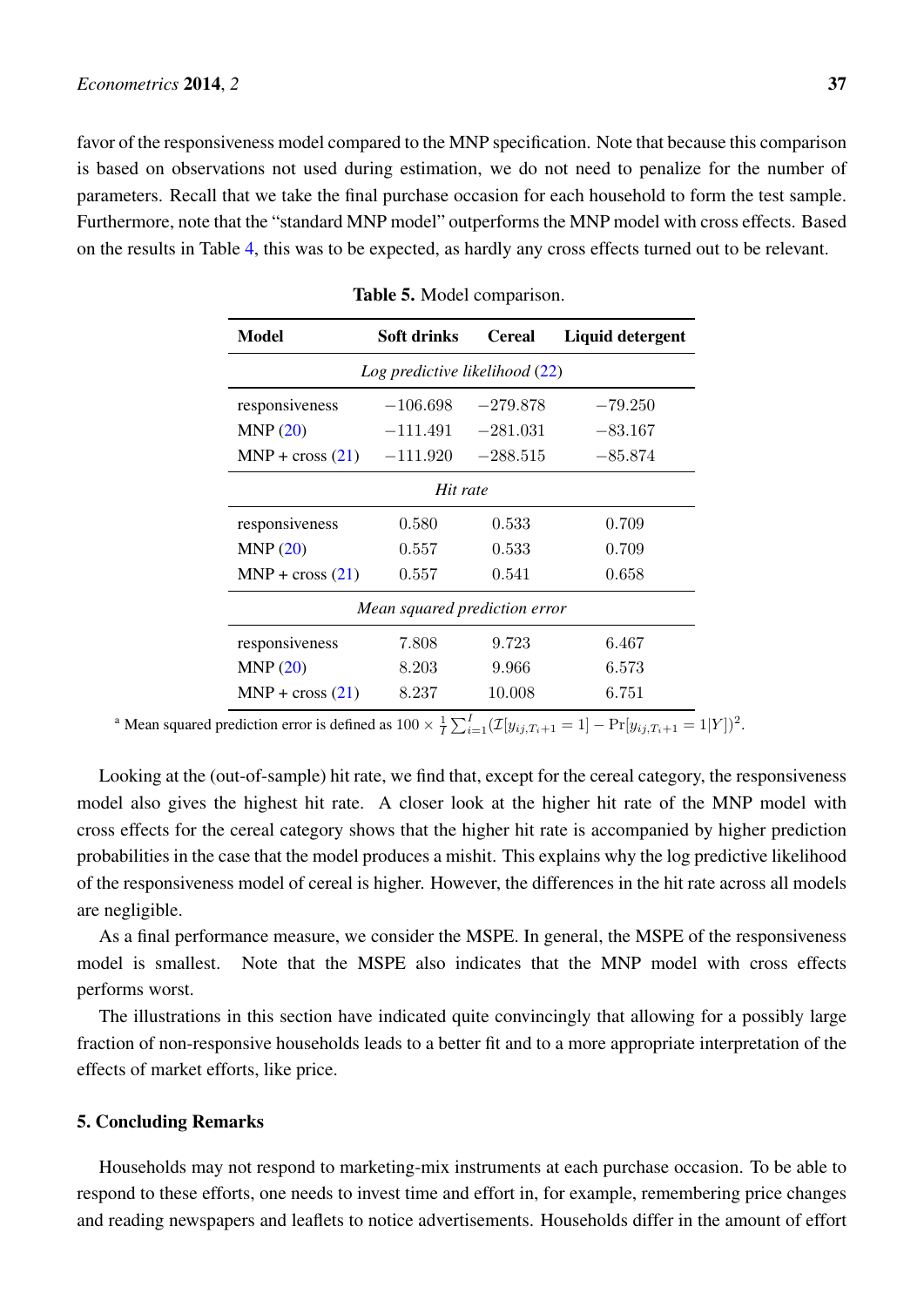favor of the responsiveness model compared to the MNP specification. Note that because this comparison is based on observations not used during estimation, we do not need to penalize for the number of parameters. Recall that we take the final purchase occasion for each household to form the test sample. Furthermore, note that the "standard MNP model" outperforms the MNP model with cross effects. Based on the results in Table 4, this was to be expected, as hardly any cross effects turned out to be relevant.

**Table 5.** Model comparison.

| Model | Soft drinks | Cereal | Liquid detergent |
|---|---|---|---|
| *Log predictive likelihood* (22) | | | |
| responsiveness | −106.698 | −279.878 | −79.250 |
| MNP (20) | −111.491 | −281.031 | −83.167 |
| MNP + cross (21) | −111.920 | −288.515 | −85.874 |
| *Hit rate* | | | |
| responsiveness | 0.580 | 0.533 | 0.709 |
| MNP (20) | 0.557 | 0.533 | 0.709 |
| MNP + cross (21) | 0.557 | 0.541 | 0.658 |
| *Mean squared prediction error* | | | |
| responsiveness | 7.808 | 9.723 | 6.467 |
| MNP (20) | 8.203 | 9.966 | 6.573 |
| MNP + cross (21) | 8.237 | 10.008 | 6.751 |

[a] Mean squared prediction error is defined as $100 \times \frac{1}{I}\sum_{i=1}^{I}(\mathcal{I}[y_{ij,T_i+1} = 1] - \Pr[y_{ij,T_i+1} = 1|Y])^2$.

Looking at the (out-of-sample) hit rate, we find that, except for the cereal category, the responsiveness model also gives the highest hit rate. A closer look at the higher hit rate of the MNP model with cross effects for the cereal category shows that the higher hit rate is accompanied by higher prediction probabilities in the case that the model produces a mishit. This explains why the log predictive likelihood of the responsiveness model of cereal is higher. However, the differences in the hit rate across all models are negligible.

As a final performance measure, we consider the MSPE. In general, the MSPE of the responsiveness model is smallest. Note that the MSPE also indicates that the MNP model with cross effects performs worst.

The illustrations in this section have indicated quite convincingly that allowing for a possibly large fraction of non-responsive households leads to a better fit and to a more appropriate interpretation of the effects of market efforts, like price.

## 5. Concluding Remarks

Households may not respond to marketing-mix instruments at each purchase occasion. To be able to respond to these efforts, one needs to invest time and effort in, for example, remembering price changes and reading newspapers and leaflets to notice advertisements. Households differ in the amount of effort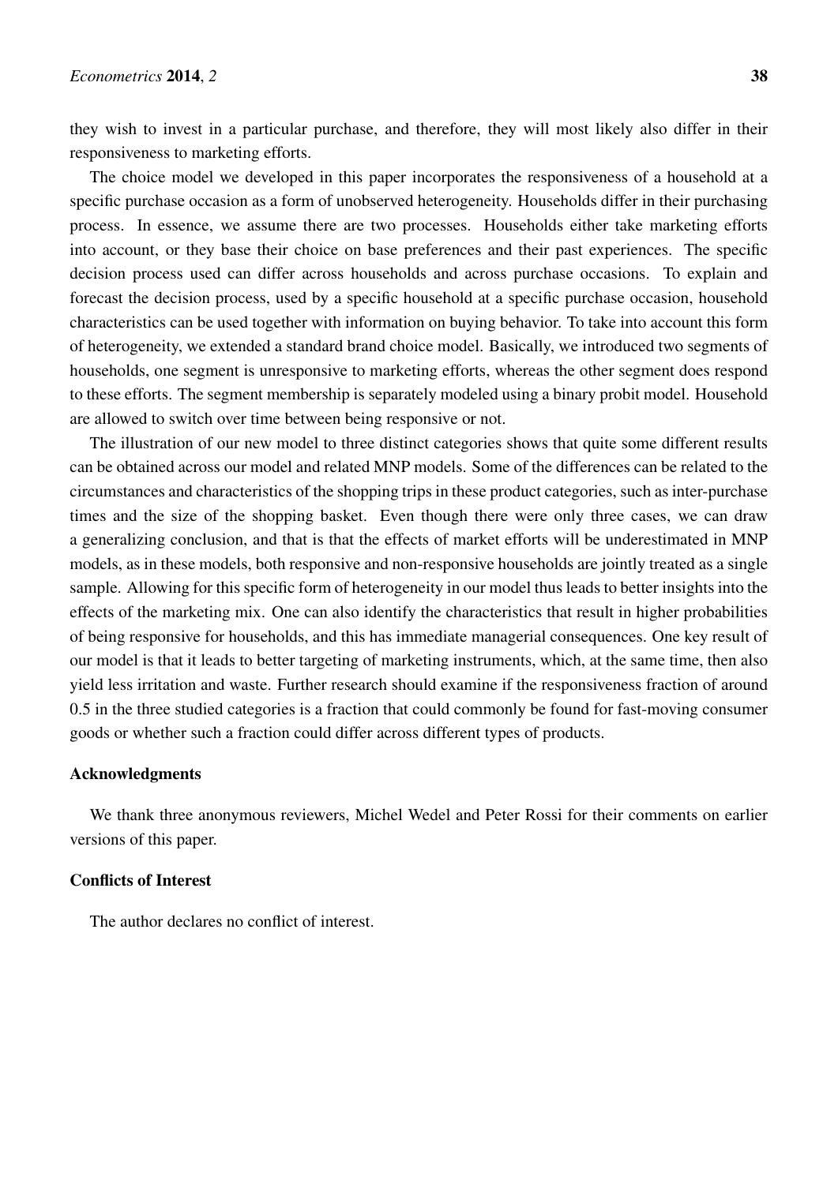they wish to invest in a particular purchase, and therefore, they will most likely also differ in their responsiveness to marketing efforts.

The choice model we developed in this paper incorporates the responsiveness of a household at a specific purchase occasion as a form of unobserved heterogeneity. Households differ in their purchasing process. In essence, we assume there are two processes. Households either take marketing efforts into account, or they base their choice on base preferences and their past experiences. The specific decision process used can differ across households and across purchase occasions. To explain and forecast the decision process, used by a specific household at a specific purchase occasion, household characteristics can be used together with information on buying behavior. To take into account this form of heterogeneity, we extended a standard brand choice model. Basically, we introduced two segments of households, one segment is unresponsive to marketing efforts, whereas the other segment does respond to these efforts. The segment membership is separately modeled using a binary probit model. Household are allowed to switch over time between being responsive or not.

The illustration of our new model to three distinct categories shows that quite some different results can be obtained across our model and related MNP models. Some of the differences can be related to the circumstances and characteristics of the shopping trips in these product categories, such as inter-purchase times and the size of the shopping basket. Even though there were only three cases, we can draw a generalizing conclusion, and that is that the effects of market efforts will be underestimated in MNP models, as in these models, both responsive and non-responsive households are jointly treated as a single sample. Allowing for this specific form of heterogeneity in our model thus leads to better insights into the effects of the marketing mix. One can also identify the characteristics that result in higher probabilities of being responsive for households, and this has immediate managerial consequences. One key result of our model is that it leads to better targeting of marketing instruments, which, at the same time, then also yield less irritation and waste. Further research should examine if the responsiveness fraction of around 0.5 in the three studied categories is a fraction that could commonly be found for fast-moving consumer goods or whether such a fraction could differ across different types of products.

## Acknowledgments

We thank three anonymous reviewers, Michel Wedel and Peter Rossi for their comments on earlier versions of this paper.

## Conflicts of Interest

The author declares no conflict of interest.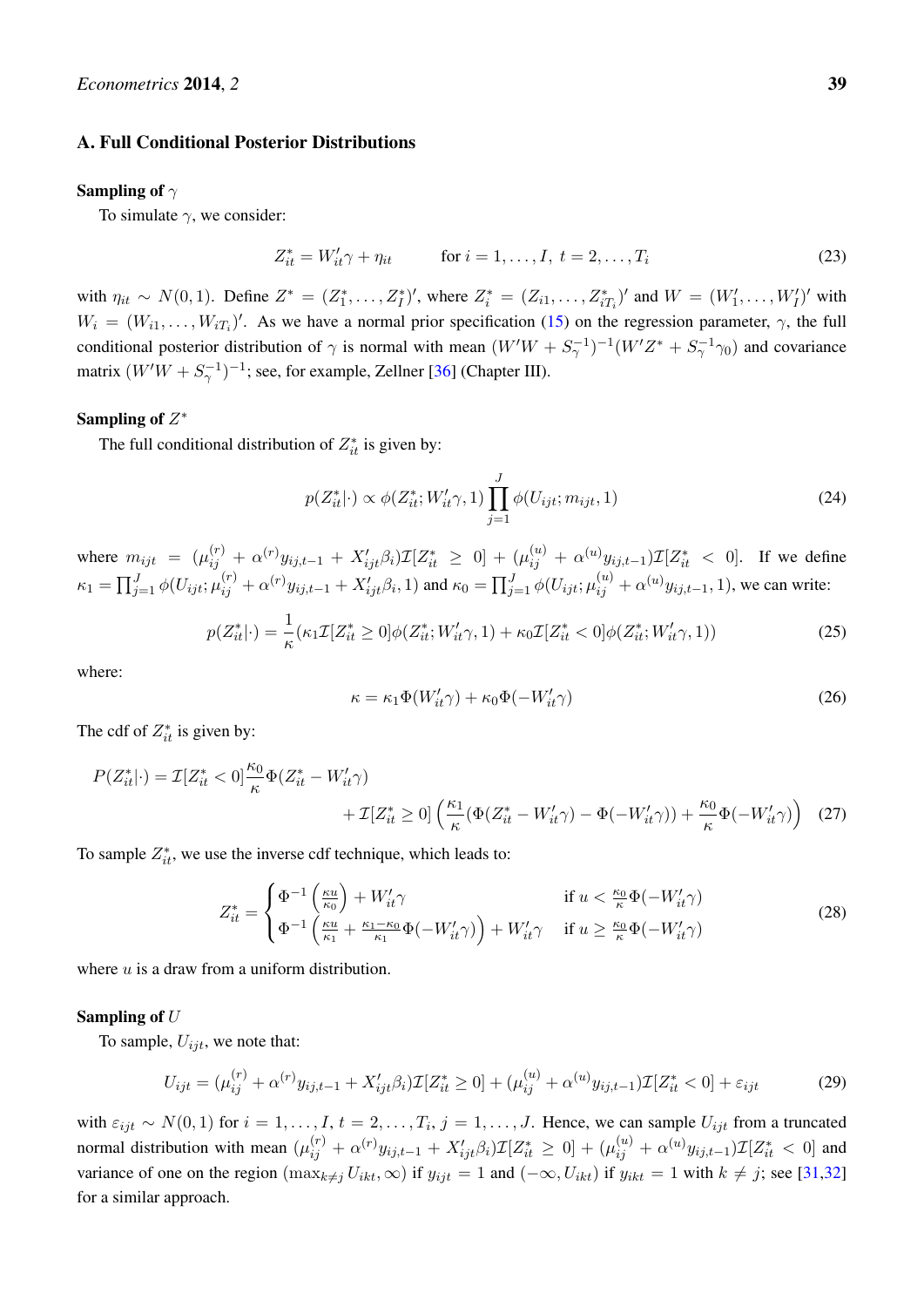## A. Full Conditional Posterior Distributions

### Sampling of $\gamma$

To simulate $\gamma$, we consider:

$$Z_{it}^* = W_{it}'\gamma + \eta_{it} \qquad \text{for } i = 1, \ldots, I, \; t = 2, \ldots, T_i \tag{23}$$

with $\eta_{it} \sim N(0, 1)$. Define $Z^* = (Z_1^*, \ldots, Z_I^*)'$, where $Z_i^* = (Z_{i1}, \ldots, Z_{iT_i}^*)'$ and $W = (W_1', \ldots, W_I')'$ with $W_i = (W_{i1}, \ldots, W_{iT_i})'$. As we have a normal prior specification (15) on the regression parameter, $\gamma$, the full conditional posterior distribution of $\gamma$ is normal with mean $(W'W + S_\gamma^{-1})^{-1}(W'Z^* + S_\gamma^{-1}\gamma_0)$ and covariance matrix $(W'W + S_\gamma^{-1})^{-1}$; see, for example, Zellner [36] (Chapter III).

### Sampling of $Z^*$

The full conditional distribution of $Z_{it}^*$ is given by:

$$p(Z_{it}^*|\cdot) \propto \phi(Z_{it}^*; W_{it}'\gamma, 1) \prod_{j=1}^{J} \phi(U_{ijt}; m_{ijt}, 1) \tag{24}$$

where $m_{ijt} = (\mu_{ij}^{(r)} + \alpha^{(r)} y_{ij,t-1} + X_{ijt}'\beta_i)\mathcal{I}[Z_{it}^* \geq 0] + (\mu_{ij}^{(u)} + \alpha^{(u)} y_{ij,t-1})\mathcal{I}[Z_{it}^* < 0]$. If we define $\kappa_1 = \prod_{j=1}^{J} \phi(U_{ijt}; \mu_{ij}^{(r)} + \alpha^{(r)} y_{ij,t-1} + X_{ijt}'\beta_i, 1)$ and $\kappa_0 = \prod_{j=1}^{J} \phi(U_{ijt}; \mu_{ij}^{(u)} + \alpha^{(u)} y_{ij,t-1}, 1)$, we can write:

$$p(Z_{it}^*|\cdot) = \frac{1}{\kappa}(\kappa_1 \mathcal{I}[Z_{it}^* \geq 0]\phi(Z_{it}^*; W_{it}'\gamma, 1) + \kappa_0 \mathcal{I}[Z_{it}^* < 0]\phi(Z_{it}^*; W_{it}'\gamma, 1)) \tag{25}$$

where:

$$\kappa = \kappa_1 \Phi(W_{it}'\gamma) + \kappa_0 \Phi(-W_{it}'\gamma) \tag{26}$$

The cdf of $Z_{it}^*$ is given by:

$$P(Z_{it}^*|\cdot) = \mathcal{I}[Z_{it}^* < 0]\frac{\kappa_0}{\kappa}\Phi(Z_{it}^* - W_{it}'\gamma) + \mathcal{I}[Z_{it}^* \geq 0]\left(\frac{\kappa_1}{\kappa}(\Phi(Z_{it}^* - W_{it}'\gamma) - \Phi(-W_{it}'\gamma)) + \frac{\kappa_0}{\kappa}\Phi(-W_{it}'\gamma)\right) \tag{27}$$

To sample $Z_{it}^*$, we use the inverse cdf technique, which leads to:

$$Z_{it}^* = \begin{cases} \Phi^{-1}\left(\frac{\kappa u}{\kappa_0}\right) + W_{it}'\gamma & \text{if } u < \frac{\kappa_0}{\kappa}\Phi(-W_{it}'\gamma) \\ \Phi^{-1}\left(\frac{\kappa u}{\kappa_1} + \frac{\kappa_1 - \kappa_0}{\kappa_1}\Phi(-W_{it}'\gamma)\right) + W_{it}'\gamma & \text{if } u \geq \frac{\kappa_0}{\kappa}\Phi(-W_{it}'\gamma) \end{cases} \tag{28}$$

where $u$ is a draw from a uniform distribution.

### Sampling of $U$

To sample, $U_{ijt}$, we note that:

$$U_{ijt} = (\mu_{ij}^{(r)} + \alpha^{(r)} y_{ij,t-1} + X_{ijt}'\beta_i)\mathcal{I}[Z_{it}^* \geq 0] + (\mu_{ij}^{(u)} + \alpha^{(u)} y_{ij,t-1})\mathcal{I}[Z_{it}^* < 0] + \varepsilon_{ijt} \tag{29}$$

with $\varepsilon_{ijt} \sim N(0, 1)$ for $i = 1, \ldots, I$, $t = 2, \ldots, T_i$, $j = 1, \ldots, J$. Hence, we can sample $U_{ijt}$ from a truncated normal distribution with mean $(\mu_{ij}^{(r)} + \alpha^{(r)} y_{ij,t-1} + X_{ijt}'\beta_i)\mathcal{I}[Z_{it}^* \geq 0] + (\mu_{ij}^{(u)} + \alpha^{(u)} y_{ij,t-1})\mathcal{I}[Z_{it}^* < 0]$ and variance of one on the region $(\max_{k \neq j} U_{ikt}, \infty)$ if $y_{ijt} = 1$ and $(-\infty, U_{ikt})$ if $y_{ikt} = 1$ with $k \neq j$; see [31,32] for a similar approach.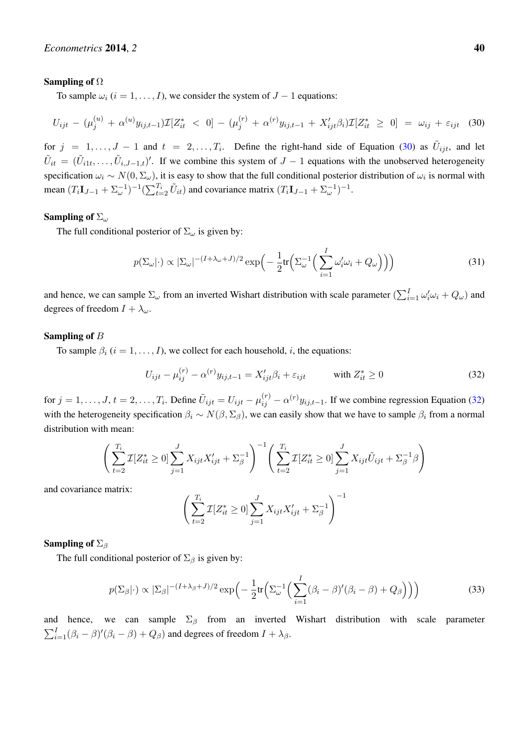**Sampling of $\Omega$**

To sample $\omega_i$ ($i = 1, \ldots, I$), we consider the system of $J-1$ equations:

$$U_{ijt} - (\mu_j^{(u)} + \alpha^{(u)} y_{ij,t-1})\mathcal{I}[Z_{it}^* < 0] - (\mu_j^{(r)} + \alpha^{(r)} y_{ij,t-1} + X_{ijt}'\beta_i)\mathcal{I}[Z_{it}^* \geq 0] = \omega_{ij} + \varepsilon_{ijt} \quad (30)$$

for $j = 1, \ldots, J-1$ and $t = 2, \ldots, T_i$. Define the right-hand side of Equation (30) as $\tilde{U}_{ijt}$, and let $\tilde{U}_{it} = (\tilde{U}_{i1t}, \ldots, \tilde{U}_{i,J-1,t})'$. If we combine this system of $J-1$ equations with the unobserved heterogeneity specification $\omega_i \sim N(0, \Sigma_\omega)$, it is easy to show that the full conditional posterior distribution of $\omega_i$ is normal with mean $(T_i \mathbf{I}_{J-1} + \Sigma_\omega^{-1})^{-1}(\sum_{t=2}^{T_i} \tilde{U}_{it})$ and covariance matrix $(T_i \mathbf{I}_{J-1} + \Sigma_\omega^{-1})^{-1}$.

**Sampling of $\Sigma_\omega$**

The full conditional posterior of $\Sigma_\omega$ is given by:

$$p(\Sigma_\omega|\cdot) \propto |\Sigma_\omega|^{-(I+\lambda_\omega+J)/2} \exp\Big(-\frac{1}{2}\text{tr}\Big(\Sigma_\omega^{-1}\Big(\sum_{i=1}^{I} \omega_i'\omega_i + Q_\omega\Big)\Big)\Big) \quad (31)$$

and hence, we can sample $\Sigma_\omega$ from an inverted Wishart distribution with scale parameter $(\sum_{i=1}^{I} \omega_i'\omega_i + Q_\omega)$ and degrees of freedom $I + \lambda_\omega$.

**Sampling of $B$**

To sample $\beta_i$ ($i = 1, \ldots, I$), we collect for each household, $i$, the equations:

$$U_{ijt} - \mu_{ij}^{(r)} - \alpha^{(r)} y_{ij,t-1} = X_{ijt}'\beta_i + \varepsilon_{ijt} \qquad \text{with } Z_{it}^* \geq 0 \quad (32)$$

for $j = 1, \ldots, J$, $t = 2, \ldots, T_i$. Define $\tilde{U}_{ijt} = U_{ijt} - \mu_{ij}^{(r)} - \alpha^{(r)} y_{ij,t-1}$. If we combine regression Equation (32) with the heterogeneity specification $\beta_i \sim N(\beta, \Sigma_\beta)$, we can easily show that we have to sample $\beta_i$ from a normal distribution with mean:

$$\left(\sum_{t=2}^{T_i} \mathcal{I}[Z_{it}^* \geq 0] \sum_{j=1}^{J} X_{ijt}X_{ijt}' + \Sigma_\beta^{-1}\right)^{-1} \left(\sum_{t=2}^{T_i} \mathcal{I}[Z_{it}^* \geq 0] \sum_{j=1}^{J} X_{ijt}\tilde{U}_{ijt} + \Sigma_\beta^{-1}\beta\right)$$

and covariance matrix:

$$\left(\sum_{t=2}^{T_i} \mathcal{I}[Z_{it}^* \geq 0] \sum_{j=1}^{J} X_{ijt}X_{ijt}' + \Sigma_\beta^{-1}\right)^{-1}$$

**Sampling of $\Sigma_\beta$**

The full conditional posterior of $\Sigma_\beta$ is given by:

$$p(\Sigma_\beta|\cdot) \propto |\Sigma_\beta|^{-(I+\lambda_\beta+J)/2} \exp\Big(-\frac{1}{2}\text{tr}\Big(\Sigma_\omega^{-1}\Big(\sum_{i=1}^{I} (\beta_i - \beta)'(\beta_i - \beta) + Q_\beta\Big)\Big)\Big) \quad (33)$$

and hence, we can sample $\Sigma_\beta$ from an inverted Wishart distribution with scale parameter $\sum_{i=1}^{I} (\beta_i - \beta)'(\beta_i - \beta) + Q_\beta)$ and degrees of freedom $I + \lambda_\beta$.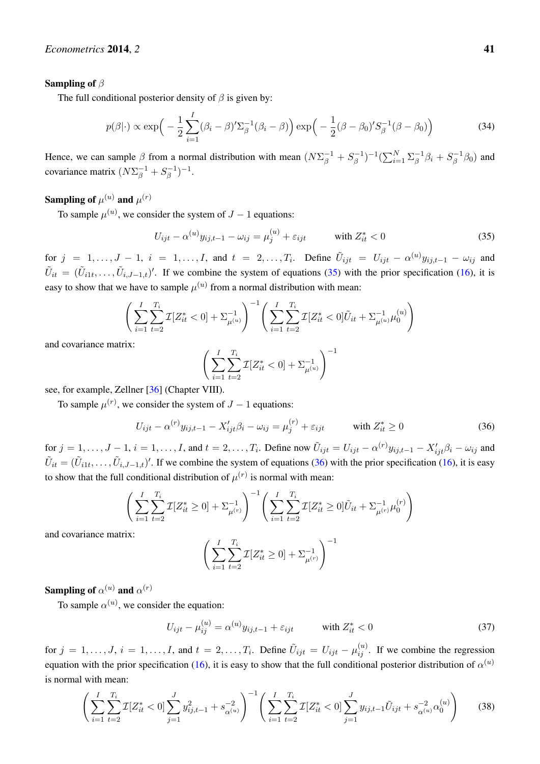**Sampling of $\beta$**

The full conditional posterior density of $\beta$ is given by:

$$p(\beta|\cdot) \propto \exp\Big(-\frac{1}{2}\sum_{i=1}^{I}(\beta_i - \beta)'\Sigma_\beta^{-1}(\beta_i - \beta)\Big)\exp\Big(-\frac{1}{2}(\beta - \beta_0)'S_\beta^{-1}(\beta - \beta_0)\Big) \tag{34}$$

Hence, we can sample $\beta$ from a normal distribution with mean $(N\Sigma_\beta^{-1} + S_\beta^{-1})^{-1}(\sum_{i=1}^{N}\Sigma_\beta^{-1}\beta_i + S_\beta^{-1}\beta_0)$ and covariance matrix $(N\Sigma_\beta^{-1} + S_\beta^{-1})^{-1}$.

**Sampling of $\mu^{(u)}$ and $\mu^{(r)}$**

To sample $\mu^{(u)}$, we consider the system of $J-1$ equations:

$$U_{ijt} - \alpha^{(u)}y_{ij,t-1} - \omega_{ij} = \mu_j^{(u)} + \varepsilon_{ijt} \qquad \text{with } Z_{it}^* < 0 \tag{35}$$

for $j = 1,\ldots,J-1$, $i = 1,\ldots,I$, and $t = 2,\ldots,T_i$. Define $\tilde{U}_{ijt} = U_{ijt} - \alpha^{(u)}y_{ij,t-1} - \omega_{ij}$ and $\tilde{U}_{it} = (\tilde{U}_{i1t},\ldots,\tilde{U}_{i,J-1,t})'$. If we combine the system of equations (35) with the prior specification (16), it is easy to show that we have to sample $\mu^{(u)}$ from a normal distribution with mean:

$$\left(\sum_{i=1}^{I}\sum_{t=2}^{T_i}\mathcal{I}[Z_{it}^* < 0] + \Sigma_{\mu^{(u)}}^{-1}\right)^{-1}\left(\sum_{i=1}^{I}\sum_{t=2}^{T_i}\mathcal{I}[Z_{it}^* < 0]\tilde{U}_{it} + \Sigma_{\mu^{(u)}}^{-1}\mu_0^{(u)}\right)$$

and covariance matrix:

$$\left(\sum_{i=1}^{I}\sum_{t=2}^{T_i}\mathcal{I}[Z_{it}^* < 0] + \Sigma_{\mu^{(u)}}^{-1}\right)^{-1}$$

see, for example, Zellner [36] (Chapter VIII).

To sample $\mu^{(r)}$, we consider the system of $J-1$ equations:

$$U_{ijt} - \alpha^{(r)}y_{ij,t-1} - X_{ijt}'\beta_i - \omega_{ij} = \mu_j^{(r)} + \varepsilon_{ijt} \qquad \text{with } Z_{it}^* \geq 0 \tag{36}$$

for $j = 1,\ldots,J-1$, $i = 1,\ldots,I$, and $t = 2,\ldots,T_i$. Define now $\tilde{U}_{ijt} = U_{ijt} - \alpha^{(r)}y_{ij,t-1} - X_{ijt}'\beta_i - \omega_{ij}$ and $\tilde{U}_{it} = (\tilde{U}_{i1t},\ldots,\tilde{U}_{i,J-1,t})'$. If we combine the system of equations (36) with the prior specification (16), it is easy to show that the full conditional distribution of $\mu^{(r)}$ is normal with mean:

$$\left(\sum_{i=1}^{I}\sum_{t=2}^{T_i}\mathcal{I}[Z_{it}^* \geq 0] + \Sigma_{\mu^{(r)}}^{-1}\right)^{-1}\left(\sum_{i=1}^{I}\sum_{t=2}^{T_i}\mathcal{I}[Z_{it}^* \geq 0]\tilde{U}_{it} + \Sigma_{\mu^{(r)}}^{-1}\mu_0^{(r)}\right)$$

and covariance matrix:

$$\left(\sum_{i=1}^{I}\sum_{t=2}^{T_i}\mathcal{I}[Z_{it}^* \geq 0] + \Sigma_{\mu^{(r)}}^{-1}\right)^{-1}$$

**Sampling of $\alpha^{(u)}$ and $\alpha^{(r)}$**

To sample $\alpha^{(u)}$, we consider the equation:

$$U_{ijt} - \mu_{ij}^{(u)} = \alpha^{(u)}y_{ij,t-1} + \varepsilon_{ijt} \qquad \text{with } Z_{it}^* < 0 \tag{37}$$

for $j = 1,\ldots,J$, $i = 1,\ldots,I$, and $t = 2,\ldots,T_i$. Define $\tilde{U}_{ijt} = U_{ijt} - \mu_{ij}^{(u)}$. If we combine the regression equation with the prior specification (16), it is easy to show that the full conditional posterior distribution of $\alpha^{(u)}$ is normal with mean:

$$\left(\sum_{i=1}^{I}\sum_{t=2}^{T_i}\mathcal{I}[Z_{it}^* < 0]\sum_{j=1}^{J}y_{ij,t-1}^2 + s_{\alpha^{(u)}}^{-2}\right)^{-1}\left(\sum_{i=1}^{I}\sum_{t=2}^{T_i}\mathcal{I}[Z_{it}^* < 0]\sum_{j=1}^{J}y_{ij,t-1}\tilde{U}_{ijt} + s_{\alpha^{(u)}}^{-2}\alpha_0^{(u)}\right) \tag{38}$$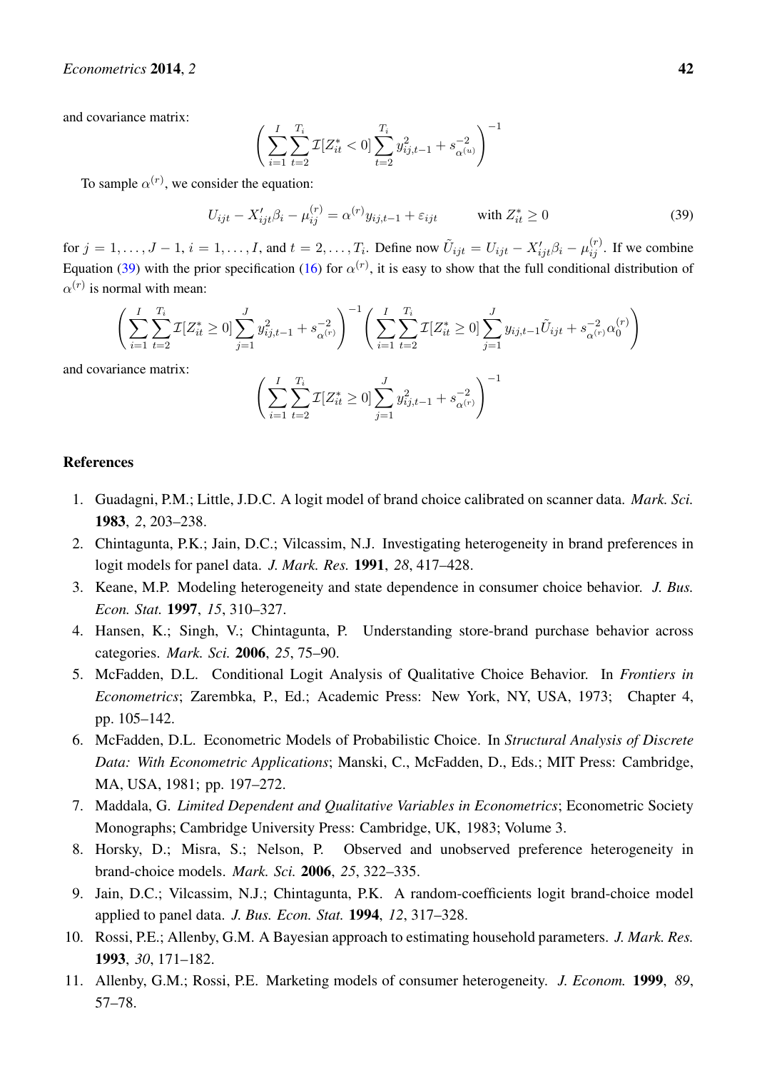and covariance matrix:

$$\left( \sum_{i=1}^{I} \sum_{t=2}^{T_i} \mathcal{I}[Z_{it}^* < 0] \sum_{t=2}^{T_i} y_{ij,t-1}^2 + s_{\alpha^{(u)}}^{-2} \right)^{-1}$$

To sample $\alpha^{(r)}$, we consider the equation:

$$U_{ijt} - X_{ijt}'\beta_i - \mu_{ij}^{(r)} = \alpha^{(r)} y_{ij,t-1} + \varepsilon_{ijt} \qquad \text{with } Z_{it}^* \geq 0 \tag{39}$$

for $j = 1, \ldots, J-1$, $i = 1, \ldots, I$, and $t = 2, \ldots, T_i$. Define now $\tilde{U}_{ijt} = U_{ijt} - X_{ijt}'\beta_i - \mu_{ij}^{(r)}$. If we combine Equation (39) with the prior specification (16) for $\alpha^{(r)}$, it is easy to show that the full conditional distribution of $\alpha^{(r)}$ is normal with mean:

$$\left( \sum_{i=1}^{I} \sum_{t=2}^{T_i} \mathcal{I}[Z_{it}^* \geq 0] \sum_{j=1}^{J} y_{ij,t-1}^2 + s_{\alpha^{(r)}}^{-2} \right)^{-1} \left( \sum_{i=1}^{I} \sum_{t=2}^{T_i} \mathcal{I}[Z_{it}^* \geq 0] \sum_{j=1}^{J} y_{ij,t-1} \tilde{U}_{ijt} + s_{\alpha^{(r)}}^{-2} \alpha_0^{(r)} \right)$$

and covariance matrix:

$$\left( \sum_{i=1}^{I} \sum_{t=2}^{T_i} \mathcal{I}[Z_{it}^* \geq 0] \sum_{j=1}^{J} y_{ij,t-1}^2 + s_{\alpha^{(r)}}^{-2} \right)^{-1}$$

## References

1. Guadagni, P.M.; Little, J.D.C. A logit model of brand choice calibrated on scanner data. *Mark. Sci.* **1983**, *2*, 203–238.
2. Chintagunta, P.K.; Jain, D.C.; Vilcassim, N.J. Investigating heterogeneity in brand preferences in logit models for panel data. *J. Mark. Res.* **1991**, *28*, 417–428.
3. Keane, M.P. Modeling heterogeneity and state dependence in consumer choice behavior. *J. Bus. Econ. Stat.* **1997**, *15*, 310–327.
4. Hansen, K.; Singh, V.; Chintagunta, P. Understanding store-brand purchase behavior across categories. *Mark. Sci.* **2006**, *25*, 75–90.
5. McFadden, D.L. Conditional Logit Analysis of Qualitative Choice Behavior. In *Frontiers in Econometrics*; Zarembka, P., Ed.; Academic Press: New York, NY, USA, 1973; Chapter 4, pp. 105–142.
6. McFadden, D.L. Econometric Models of Probabilistic Choice. In *Structural Analysis of Discrete Data: With Econometric Applications*; Manski, C., McFadden, D., Eds.; MIT Press: Cambridge, MA, USA, 1981; pp. 197–272.
7. Maddala, G. *Limited Dependent and Qualitative Variables in Econometrics*; Econometric Society Monographs; Cambridge University Press: Cambridge, UK, 1983; Volume 3.
8. Horsky, D.; Misra, S.; Nelson, P. Observed and unobserved preference heterogeneity in brand-choice models. *Mark. Sci.* **2006**, *25*, 322–335.
9. Jain, D.C.; Vilcassim, N.J.; Chintagunta, P.K. A random-coefficients logit brand-choice model applied to panel data. *J. Bus. Econ. Stat.* **1994**, *12*, 317–328.
10. Rossi, P.E.; Allenby, G.M. A Bayesian approach to estimating household parameters. *J. Mark. Res.* **1993**, *30*, 171–182.
11. Allenby, G.M.; Rossi, P.E. Marketing models of consumer heterogeneity. *J. Econom.* **1999**, *89*, 57–78.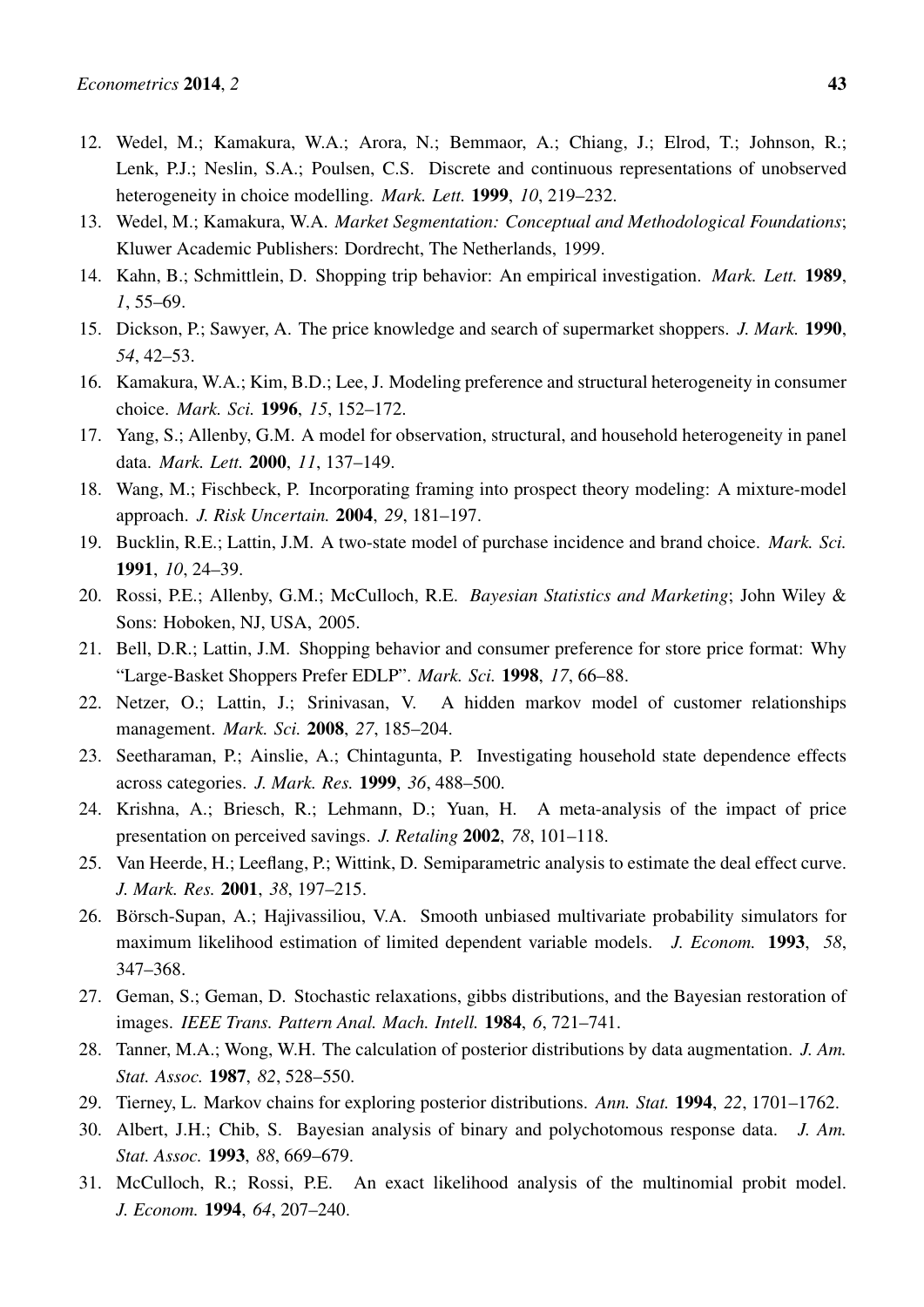12. Wedel, M.; Kamakura, W.A.; Arora, N.; Bemmaor, A.; Chiang, J.; Elrod, T.; Johnson, R.; Lenk, P.J.; Neslin, S.A.; Poulsen, C.S. Discrete and continuous representations of unobserved heterogeneity in choice modelling. *Mark. Lett.* **1999**, *10*, 219–232.
13. Wedel, M.; Kamakura, W.A. *Market Segmentation: Conceptual and Methodological Foundations*; Kluwer Academic Publishers: Dordrecht, The Netherlands, 1999.
14. Kahn, B.; Schmittlein, D. Shopping trip behavior: An empirical investigation. *Mark. Lett.* **1989**, *1*, 55–69.
15. Dickson, P.; Sawyer, A. The price knowledge and search of supermarket shoppers. *J. Mark.* **1990**, *54*, 42–53.
16. Kamakura, W.A.; Kim, B.D.; Lee, J. Modeling preference and structural heterogeneity in consumer choice. *Mark. Sci.* **1996**, *15*, 152–172.
17. Yang, S.; Allenby, G.M. A model for observation, structural, and household heterogeneity in panel data. *Mark. Lett.* **2000**, *11*, 137–149.
18. Wang, M.; Fischbeck, P. Incorporating framing into prospect theory modeling: A mixture-model approach. *J. Risk Uncertain.* **2004**, *29*, 181–197.
19. Bucklin, R.E.; Lattin, J.M. A two-state model of purchase incidence and brand choice. *Mark. Sci.* **1991**, *10*, 24–39.
20. Rossi, P.E.; Allenby, G.M.; McCulloch, R.E. *Bayesian Statistics and Marketing*; John Wiley & Sons: Hoboken, NJ, USA, 2005.
21. Bell, D.R.; Lattin, J.M. Shopping behavior and consumer preference for store price format: Why "Large-Basket Shoppers Prefer EDLP". *Mark. Sci.* **1998**, *17*, 66–88.
22. Netzer, O.; Lattin, J.; Srinivasan, V. A hidden markov model of customer relationships management. *Mark. Sci.* **2008**, *27*, 185–204.
23. Seetharaman, P.; Ainslie, A.; Chintagunta, P. Investigating household state dependence effects across categories. *J. Mark. Res.* **1999**, *36*, 488–500.
24. Krishna, A.; Briesch, R.; Lehmann, D.; Yuan, H. A meta-analysis of the impact of price presentation on perceived savings. *J. Retaling* **2002**, *78*, 101–118.
25. Van Heerde, H.; Leeflang, P.; Wittink, D. Semiparametric analysis to estimate the deal effect curve. *J. Mark. Res.* **2001**, *38*, 197–215.
26. Börsch-Supan, A.; Hajivassiliou, V.A. Smooth unbiased multivariate probability simulators for maximum likelihood estimation of limited dependent variable models. *J. Econom.* **1993**, *58*, 347–368.
27. Geman, S.; Geman, D. Stochastic relaxations, gibbs distributions, and the Bayesian restoration of images. *IEEE Trans. Pattern Anal. Mach. Intell.* **1984**, *6*, 721–741.
28. Tanner, M.A.; Wong, W.H. The calculation of posterior distributions by data augmentation. *J. Am. Stat. Assoc.* **1987**, *82*, 528–550.
29. Tierney, L. Markov chains for exploring posterior distributions. *Ann. Stat.* **1994**, *22*, 1701–1762.
30. Albert, J.H.; Chib, S. Bayesian analysis of binary and polychotomous response data. *J. Am. Stat. Assoc.* **1993**, *88*, 669–679.
31. McCulloch, R.; Rossi, P.E. An exact likelihood analysis of the multinomial probit model. *J. Econom.* **1994**, *64*, 207–240.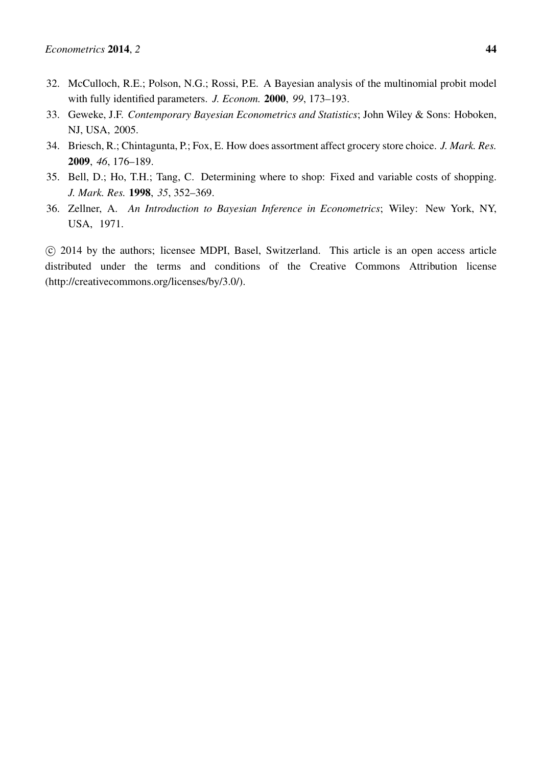32. McCulloch, R.E.; Polson, N.G.; Rossi, P.E. A Bayesian analysis of the multinomial probit model with fully identified parameters. *J. Econom.* **2000**, *99*, 173–193.
33. Geweke, J.F. *Contemporary Bayesian Econometrics and Statistics*; John Wiley & Sons: Hoboken, NJ, USA, 2005.
34. Briesch, R.; Chintagunta, P.; Fox, E. How does assortment affect grocery store choice. *J. Mark. Res.* **2009**, *46*, 176–189.
35. Bell, D.; Ho, T.H.; Tang, C. Determining where to shop: Fixed and variable costs of shopping. *J. Mark. Res.* **1998**, *35*, 352–369.
36. Zellner, A. *An Introduction to Bayesian Inference in Econometrics*; Wiley: New York, NY, USA, 1971.

© 2014 by the authors; licensee MDPI, Basel, Switzerland. This article is an open access article distributed under the terms and conditions of the Creative Commons Attribution license (http://creativecommons.org/licenses/by/3.0/).